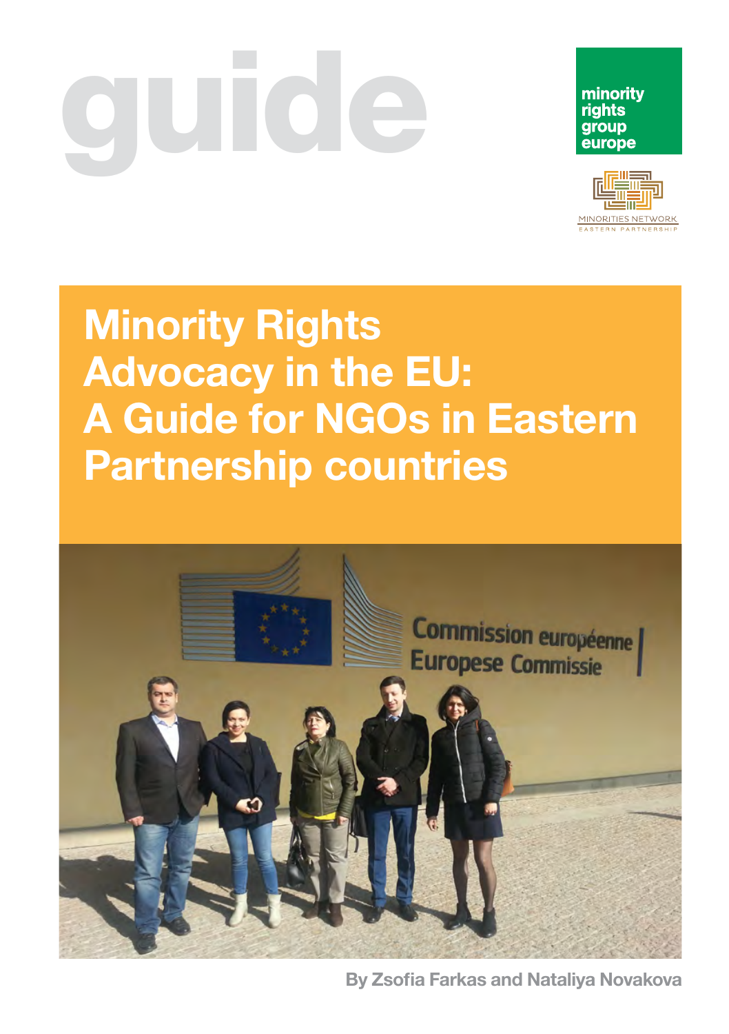guide

minority rights group europe

MINORITIES NETWORK
EASTERN PARTNERSHIP

# Minority Rights Advocacy in the EU: A Guide for NGOs in Eastern Partnership countries

By Zsofia Farkas and Nataliya Novakova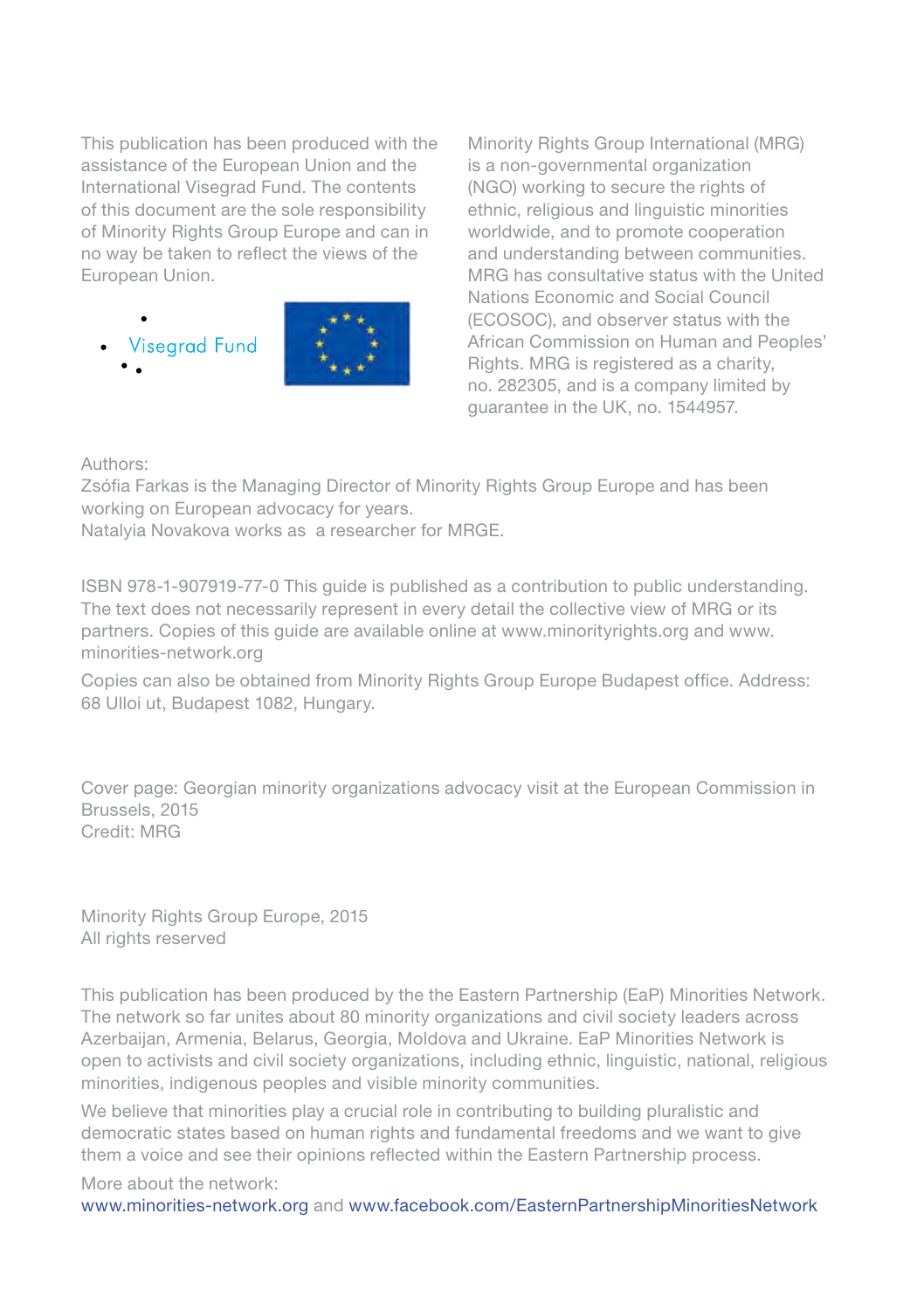This publication has been produced with the assistance of the European Union and the International Visegrad Fund. The contents of this document are the sole responsibility of Minority Rights Group Europe and can in no way be taken to reflect the views of the European Union.

Visegrad Fund

Minority Rights Group International (MRG) is a non-governmental organization (NGO) working to secure the rights of ethnic, religious and linguistic minorities worldwide, and to promote cooperation and understanding between communities. MRG has consultative status with the United Nations Economic and Social Council (ECOSOC), and observer status with the African Commission on Human and Peoples' Rights. MRG is registered as a charity, no. 282305, and is a company limited by guarantee in the UK, no. 1544957.

Authors:
Zsófia Farkas is the Managing Director of Minority Rights Group Europe and has been working on European advocacy for years.
Natalyia Novakova works as a researcher for MRGE.

ISBN 978-1-907919-77-0 This guide is published as a contribution to public understanding. The text does not necessarily represent in every detail the collective view of MRG or its partners. Copies of this guide are available online at www.minorityrights.org and www.minorities-network.org

Copies can also be obtained from Minority Rights Group Europe Budapest office. Address: 68 Ulloi ut, Budapest 1082, Hungary.

Cover page: Georgian minority organizations advocacy visit at the European Commission in Brussels, 2015
Credit: MRG

Minority Rights Group Europe, 2015
All rights reserved

This publication has been produced by the the Eastern Partnership (EaP) Minorities Network. The network so far unites about 80 minority organizations and civil society leaders across Azerbaijan, Armenia, Belarus, Georgia, Moldova and Ukraine. EaP Minorities Network is open to activists and civil society organizations, including ethnic, linguistic, national, religious minorities, indigenous peoples and visible minority communities.

We believe that minorities play a crucial role in contributing to building pluralistic and democratic states based on human rights and fundamental freedoms and we want to give them a voice and see their opinions reflected within the Eastern Partnership process.

More about the network:
www.minorities-network.org and www.facebook.com/EasternPartnershipMinoritiesNetwork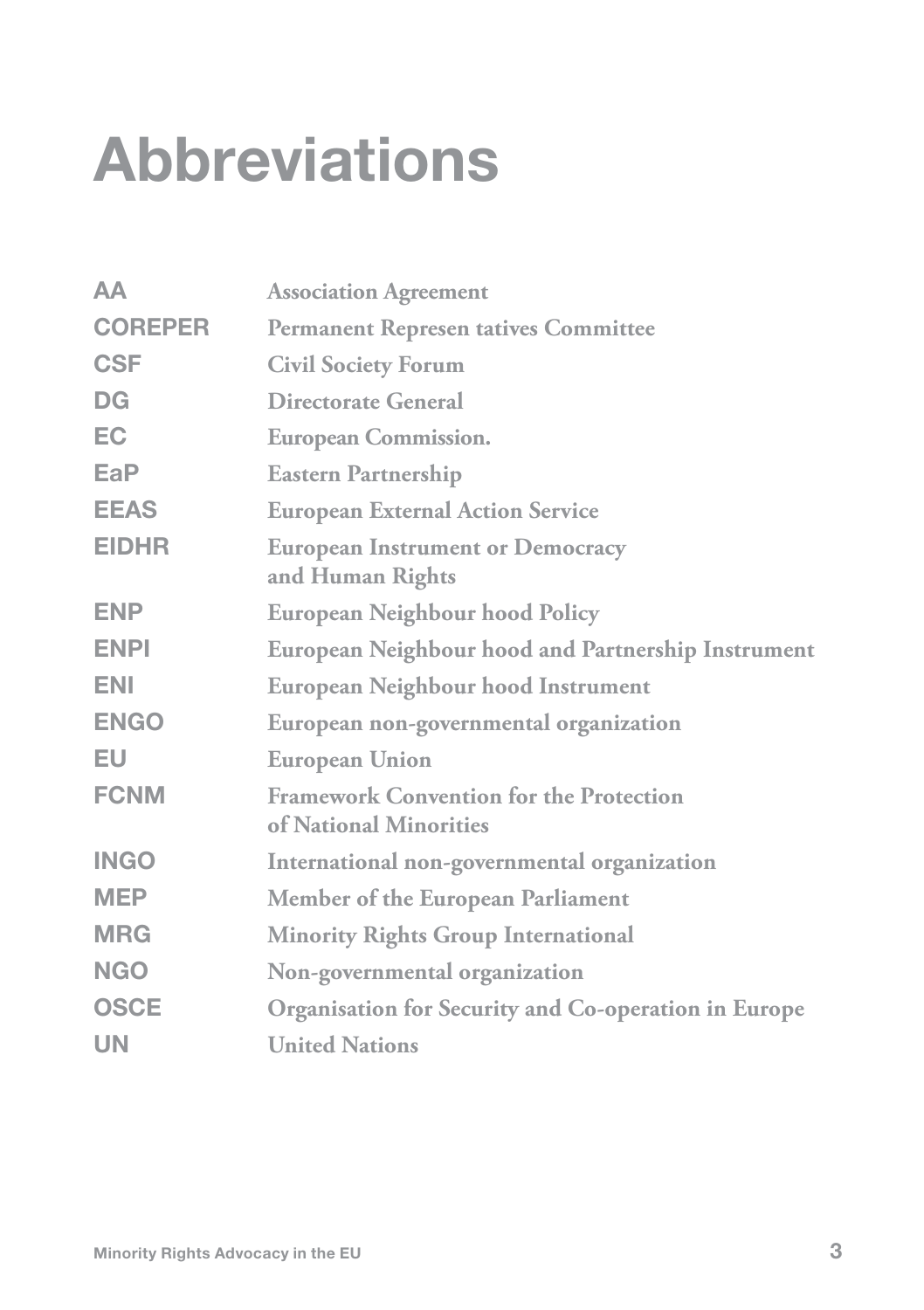# Abbreviations

| | |
|---|---|
| **AA** | Association Agreement |
| **COREPER** | Permanent Represen tatives Committee |
| **CSF** | Civil Society Forum |
| **DG** | Directorate General |
| **EC** | European Commission. |
| **EaP** | Eastern Partnership |
| **EEAS** | European External Action Service |
| **EIDHR** | European Instrument or Democracy and Human Rights |
| **ENP** | European Neighbour hood Policy |
| **ENPI** | European Neighbour hood and Partnership Instrument |
| **ENI** | European Neighbour hood Instrument |
| **ENGO** | European non-governmental organization |
| **EU** | European Union |
| **FCNM** | Framework Convention for the Protection of National Minorities |
| **INGO** | International non-governmental organization |
| **MEP** | Member of the European Parliament |
| **MRG** | Minority Rights Group International |
| **NGO** | Non-governmental organization |
| **OSCE** | Organisation for Security and Co-operation in Europe |
| **UN** | United Nations |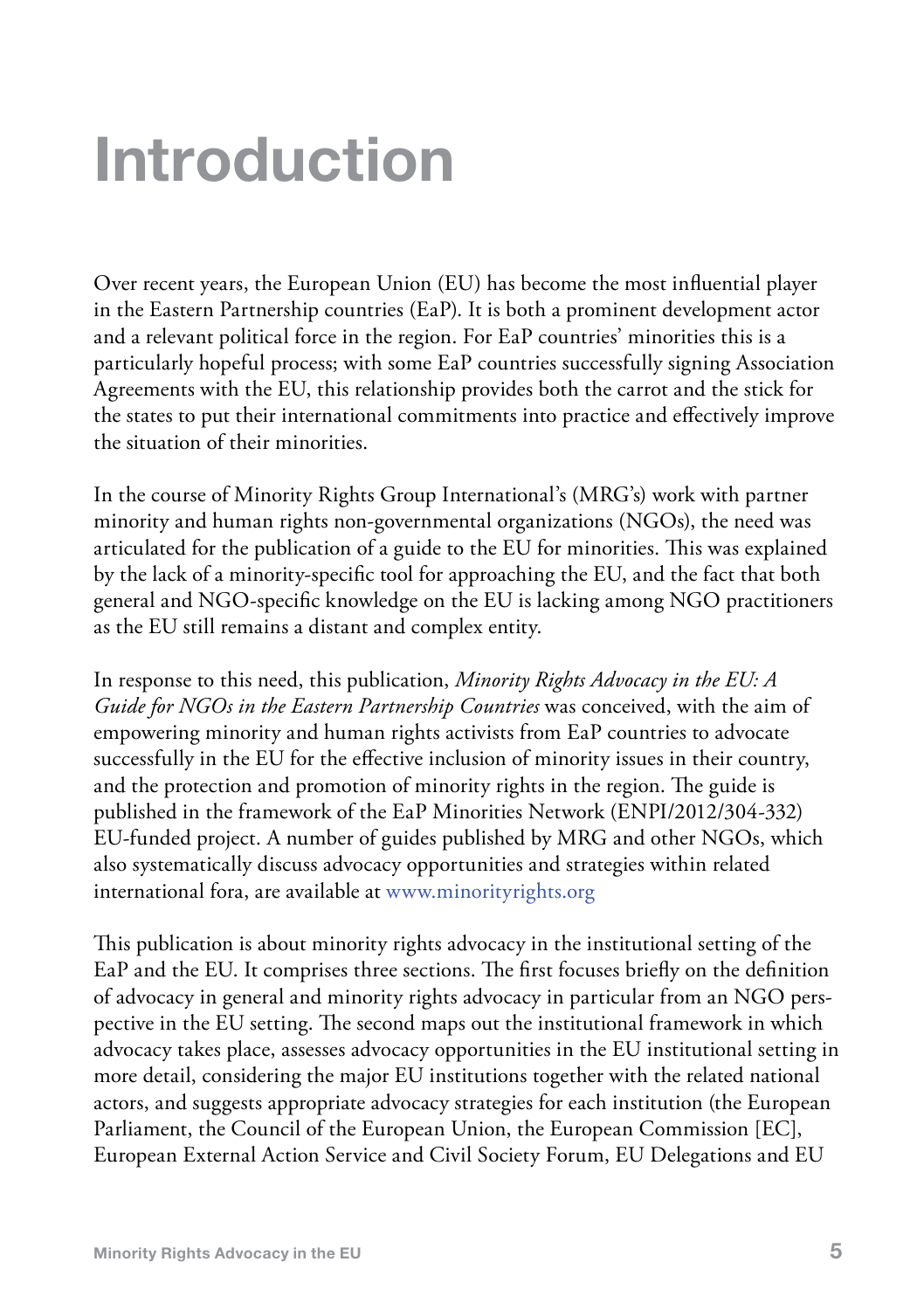# Introduction

Over recent years, the European Union (EU) has become the most influential player in the Eastern Partnership countries (EaP). It is both a prominent development actor and a relevant political force in the region. For EaP countries' minorities this is a particularly hopeful process; with some EaP countries successfully signing Association Agreements with the EU, this relationship provides both the carrot and the stick for the states to put their international commitments into practice and effectively improve the situation of their minorities.

In the course of Minority Rights Group International's (MRG's) work with partner minority and human rights non-governmental organizations (NGOs), the need was articulated for the publication of a guide to the EU for minorities. This was explained by the lack of a minority-specific tool for approaching the EU, and the fact that both general and NGO-specific knowledge on the EU is lacking among NGO practitioners as the EU still remains a distant and complex entity.

In response to this need, this publication, *Minority Rights Advocacy in the EU: A Guide for NGOs in the Eastern Partnership Countries* was conceived, with the aim of empowering minority and human rights activists from EaP countries to advocate successfully in the EU for the effective inclusion of minority issues in their country, and the protection and promotion of minority rights in the region. The guide is published in the framework of the EaP Minorities Network (ENPI/2012/304-332) EU-funded project. A number of guides published by MRG and other NGOs, which also systematically discuss advocacy opportunities and strategies within related international fora, are available at www.minorityrights.org

This publication is about minority rights advocacy in the institutional setting of the EaP and the EU. It comprises three sections. The first focuses briefly on the definition of advocacy in general and minority rights advocacy in particular from an NGO perspective in the EU setting. The second maps out the institutional framework in which advocacy takes place, assesses advocacy opportunities in the EU institutional setting in more detail, considering the major EU institutions together with the related national actors, and suggests appropriate advocacy strategies for each institution (the European Parliament, the Council of the European Union, the European Commission [EC], European External Action Service and Civil Society Forum, EU Delegations and EU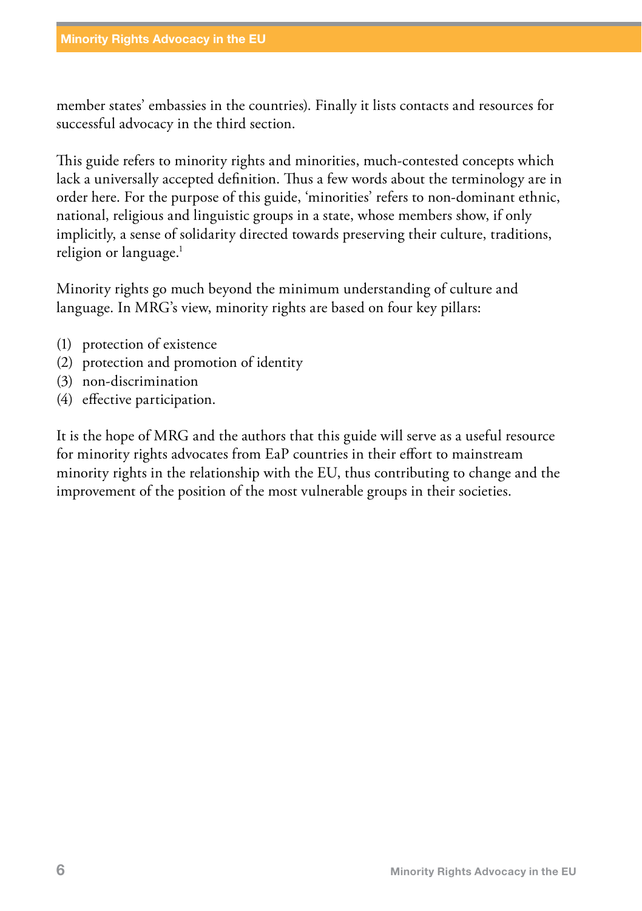member states' embassies in the countries). Finally it lists contacts and resources for successful advocacy in the third section.

This guide refers to minority rights and minorities, much-contested concepts which lack a universally accepted definition. Thus a few words about the terminology are in order here. For the purpose of this guide, 'minorities' refers to non-dominant ethnic, national, religious and linguistic groups in a state, whose members show, if only implicitly, a sense of solidarity directed towards preserving their culture, traditions, religion or language.[1]

Minority rights go much beyond the minimum understanding of culture and language. In MRG's view, minority rights are based on four key pillars:

(1) protection of existence
(2) protection and promotion of identity
(3) non-discrimination
(4) effective participation.

It is the hope of MRG and the authors that this guide will serve as a useful resource for minority rights advocates from EaP countries in their effort to mainstream minority rights in the relationship with the EU, thus contributing to change and the improvement of the position of the most vulnerable groups in their societies.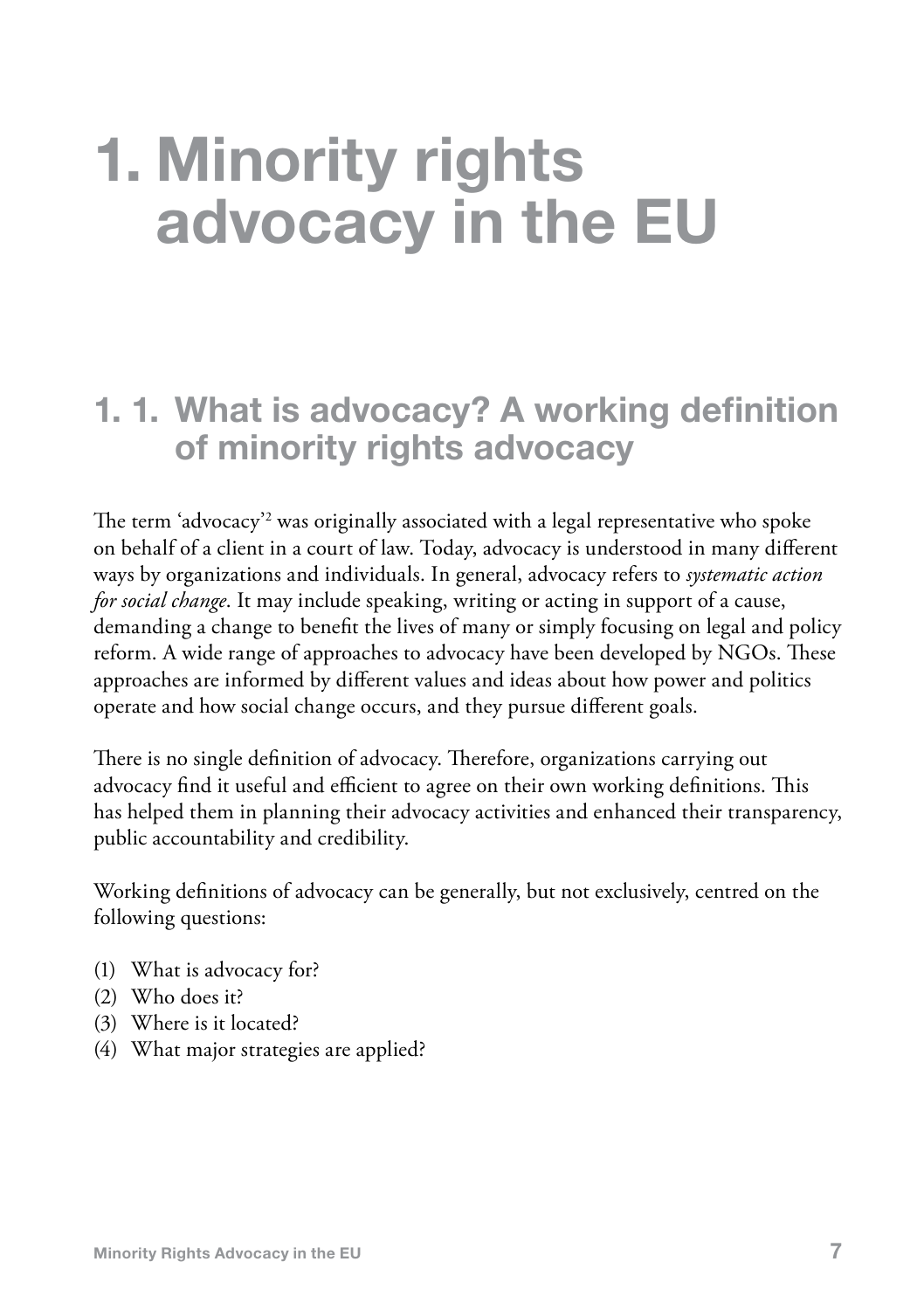# 1. Minority rights advocacy in the EU

## 1. 1. What is advocacy? A working definition of minority rights advocacy

The term 'advocacy'[2] was originally associated with a legal representative who spoke on behalf of a client in a court of law. Today, advocacy is understood in many different ways by organizations and individuals. In general, advocacy refers to *systematic action for social change*. It may include speaking, writing or acting in support of a cause, demanding a change to benefit the lives of many or simply focusing on legal and policy reform. A wide range of approaches to advocacy have been developed by NGOs. These approaches are informed by different values and ideas about how power and politics operate and how social change occurs, and they pursue different goals.

There is no single definition of advocacy. Therefore, organizations carrying out advocacy find it useful and efficient to agree on their own working definitions. This has helped them in planning their advocacy activities and enhanced their transparency, public accountability and credibility.

Working definitions of advocacy can be generally, but not exclusively, centred on the following questions:

(1) What is advocacy for?
(2) Who does it?
(3) Where is it located?
(4) What major strategies are applied?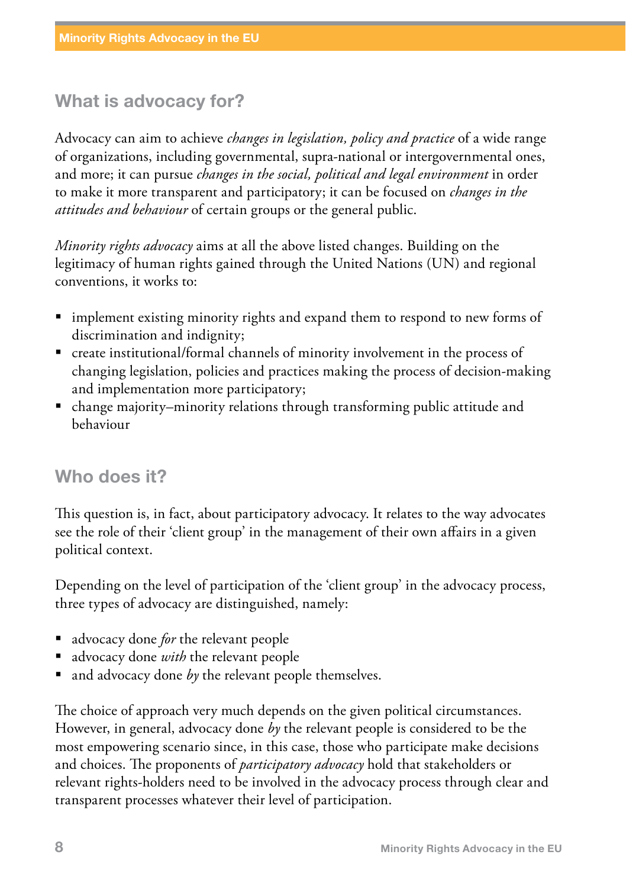## What is advocacy for?

Advocacy can aim to achieve *changes in legislation, policy and practice* of a wide range of organizations, including governmental, supra-national or intergovernmental ones, and more; it can pursue *changes in the social, political and legal environment* in order to make it more transparent and participatory; it can be focused on *changes in the attitudes and behaviour* of certain groups or the general public.

*Minority rights advocacy* aims at all the above listed changes. Building on the legitimacy of human rights gained through the United Nations (UN) and regional conventions, it works to:

- implement existing minority rights and expand them to respond to new forms of discrimination and indignity;
- create institutional/formal channels of minority involvement in the process of changing legislation, policies and practices making the process of decision-making and implementation more participatory;
- change majority–minority relations through transforming public attitude and behaviour

## Who does it?

This question is, in fact, about participatory advocacy. It relates to the way advocates see the role of their 'client group' in the management of their own affairs in a given political context.

Depending on the level of participation of the 'client group' in the advocacy process, three types of advocacy are distinguished, namely:

- advocacy done *for* the relevant people
- advocacy done *with* the relevant people
- and advocacy done *by* the relevant people themselves.

The choice of approach very much depends on the given political circumstances. However, in general, advocacy done *by* the relevant people is considered to be the most empowering scenario since, in this case, those who participate make decisions and choices. The proponents of *participatory advocacy* hold that stakeholders or relevant rights-holders need to be involved in the advocacy process through clear and transparent processes whatever their level of participation.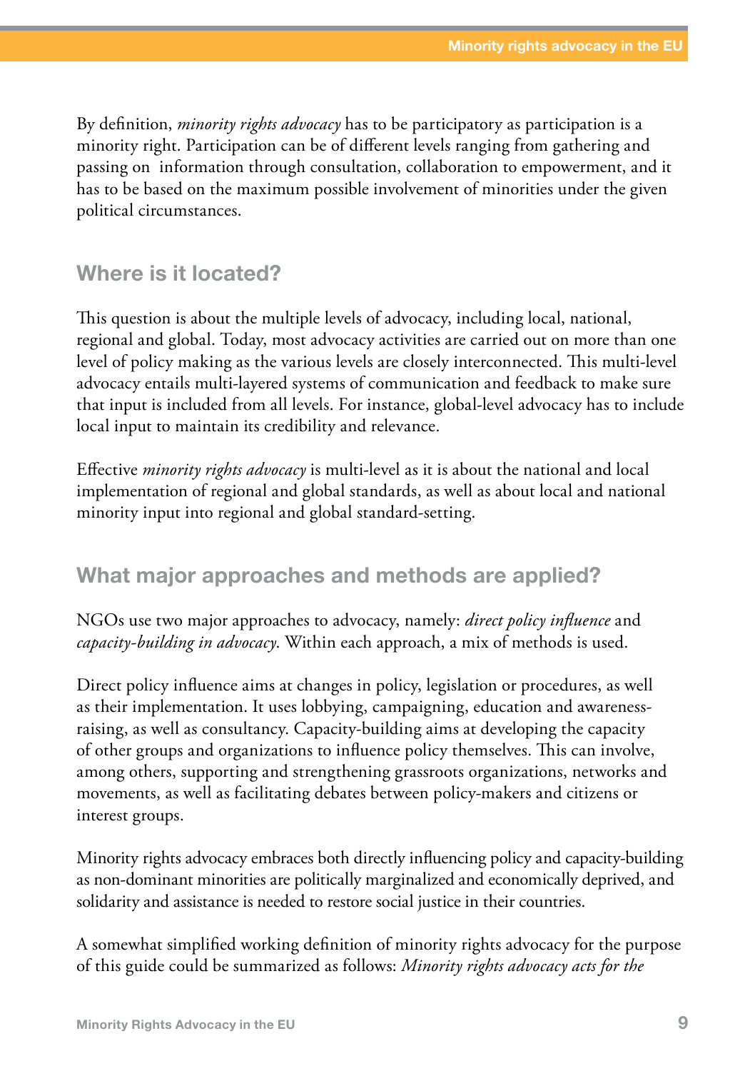By definition, *minority rights advocacy* has to be participatory as participation is a minority right. Participation can be of different levels ranging from gathering and passing on information through consultation, collaboration to empowerment, and it has to be based on the maximum possible involvement of minorities under the given political circumstances.

## Where is it located?

This question is about the multiple levels of advocacy, including local, national, regional and global. Today, most advocacy activities are carried out on more than one level of policy making as the various levels are closely interconnected. This multi-level advocacy entails multi-layered systems of communication and feedback to make sure that input is included from all levels. For instance, global-level advocacy has to include local input to maintain its credibility and relevance.

Effective *minority rights advocacy* is multi-level as it is about the national and local implementation of regional and global standards, as well as about local and national minority input into regional and global standard-setting.

## What major approaches and methods are applied?

NGOs use two major approaches to advocacy, namely: *direct policy influence* and *capacity-building in advocacy*. Within each approach, a mix of methods is used.

Direct policy influence aims at changes in policy, legislation or procedures, as well as their implementation. It uses lobbying, campaigning, education and awareness-raising, as well as consultancy. Capacity-building aims at developing the capacity of other groups and organizations to influence policy themselves. This can involve, among others, supporting and strengthening grassroots organizations, networks and movements, as well as facilitating debates between policy-makers and citizens or interest groups.

Minority rights advocacy embraces both directly influencing policy and capacity-building as non-dominant minorities are politically marginalized and economically deprived, and solidarity and assistance is needed to restore social justice in their countries.

A somewhat simplified working definition of minority rights advocacy for the purpose of this guide could be summarized as follows: *Minority rights advocacy acts for the*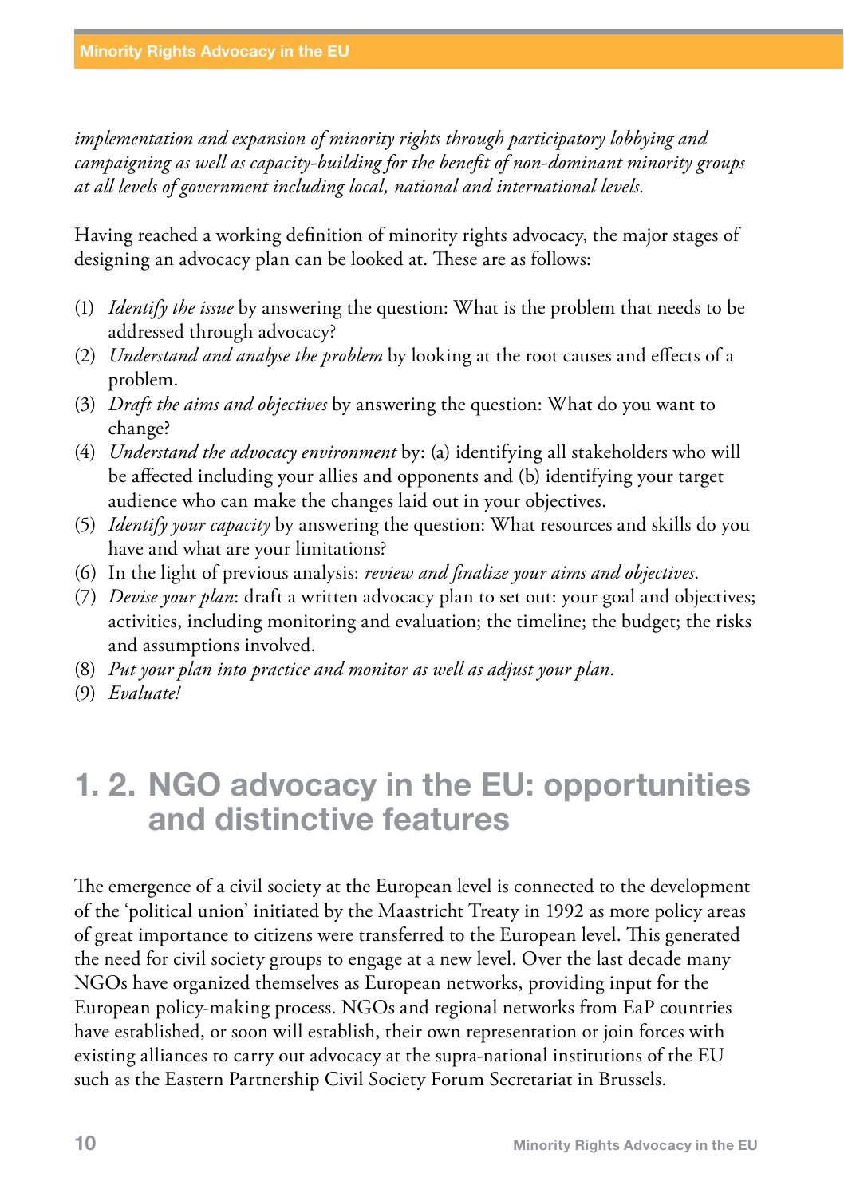*implementation and expansion of minority rights through participatory lobbying and campaigning as well as capacity-building for the benefit of non-dominant minority groups at all levels of government including local, national and international levels.*

Having reached a working definition of minority rights advocacy, the major stages of designing an advocacy plan can be looked at. These are as follows:

(1) *Identify the issue* by answering the question: What is the problem that needs to be addressed through advocacy?
(2) *Understand and analyse the problem* by looking at the root causes and effects of a problem.
(3) *Draft the aims and objectives* by answering the question: What do you want to change?
(4) *Understand the advocacy environment* by: (a) identifying all stakeholders who will be affected including your allies and opponents and (b) identifying your target audience who can make the changes laid out in your objectives.
(5) *Identify your capacity* by answering the question: What resources and skills do you have and what are your limitations?
(6) In the light of previous analysis: *review and finalize your aims and objectives*.
(7) *Devise your plan*: draft a written advocacy plan to set out: your goal and objectives; activities, including monitoring and evaluation; the timeline; the budget; the risks and assumptions involved.
(8) *Put your plan into practice and monitor as well as adjust your plan*.
(9) *Evaluate!*

## 1. 2. NGO advocacy in the EU: opportunities and distinctive features

The emergence of a civil society at the European level is connected to the development of the 'political union' initiated by the Maastricht Treaty in 1992 as more policy areas of great importance to citizens were transferred to the European level. This generated the need for civil society groups to engage at a new level. Over the last decade many NGOs have organized themselves as European networks, providing input for the European policy-making process. NGOs and regional networks from EaP countries have established, or soon will establish, their own representation or join forces with existing alliances to carry out advocacy at the supra-national institutions of the EU such as the Eastern Partnership Civil Society Forum Secretariat in Brussels.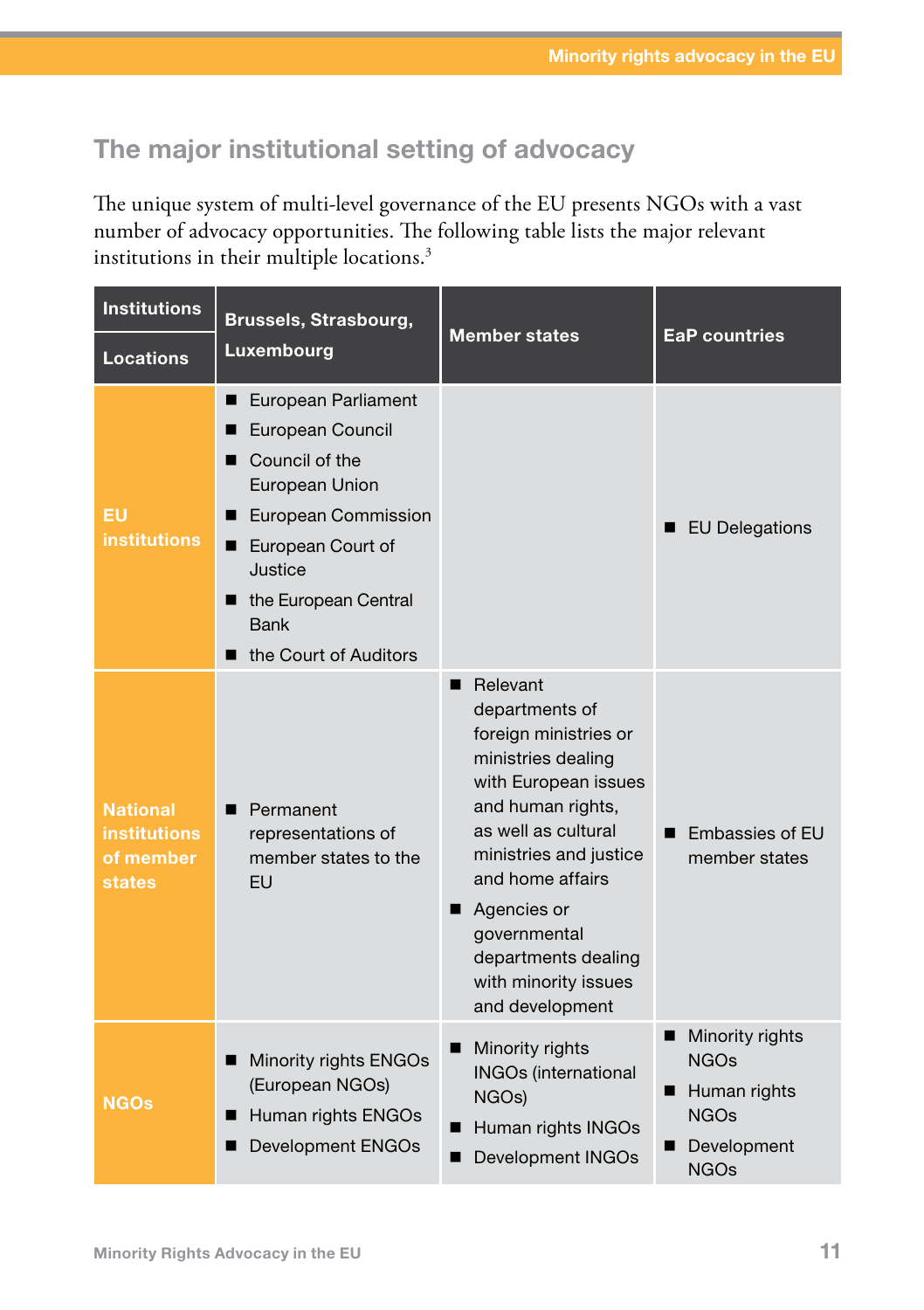## The major institutional setting of advocacy

The unique system of multi-level governance of the EU presents NGOs with a vast number of advocacy opportunities. The following table lists the major relevant institutions in their multiple locations.[3]

| Institutions / Locations | Brussels, Strasbourg, Luxembourg | Member states | EaP countries |
|---|---|---|---|
| **EU institutions** | ■ European Parliament<br>■ European Council<br>■ Council of the European Union<br>■ European Commission<br>■ European Court of Justice<br>■ the European Central Bank<br>■ the Court of Auditors | | ■ EU Delegations |
| **National institutions of member states** | ■ Permanent representations of member states to the EU | ■ Relevant departments of foreign ministries or ministries dealing with European issues and human rights, as well as cultural ministries and justice and home affairs<br>■ Agencies or governmental departments dealing with minority issues and development | ■ Embassies of EU member states |
| **NGOs** | ■ Minority rights ENGOs (European NGOs)<br>■ Human rights ENGOs<br>■ Development ENGOs | ■ Minority rights INGOs (international NGOs)<br>■ Human rights INGOs<br>■ Development INGOs | ■ Minority rights NGOs<br>■ Human rights NGOs<br>■ Development NGOs |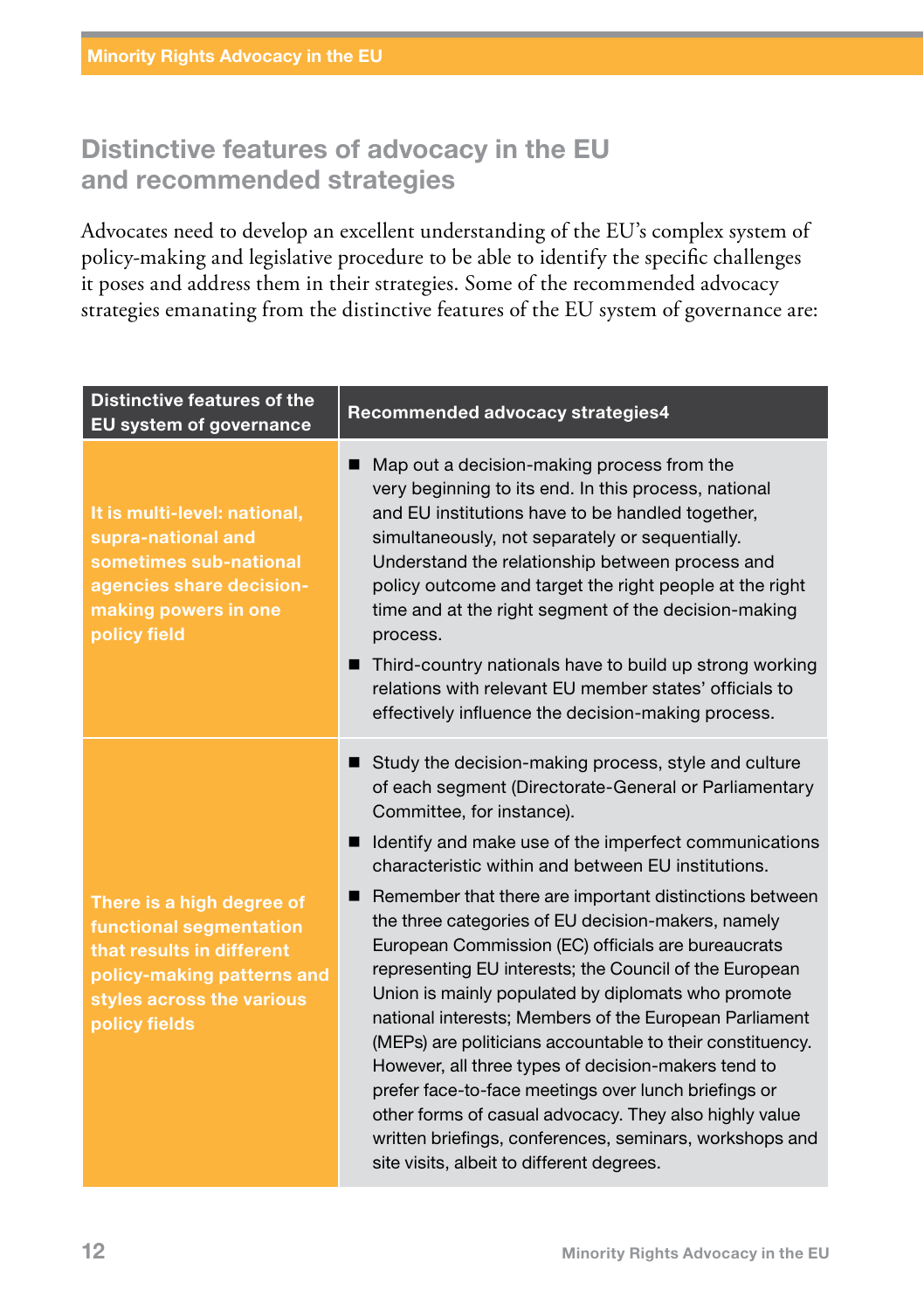## Distinctive features of advocacy in the EU and recommended strategies

Advocates need to develop an excellent understanding of the EU's complex system of policy-making and legislative procedure to be able to identify the specific challenges it poses and address them in their strategies. Some of the recommended advocacy strategies emanating from the distinctive features of the EU system of governance are:

| Distinctive features of the EU system of governance | Recommended advocacy strategies4 |
|---|---|
| **It is multi-level: national, supra-national and sometimes sub-national agencies share decision-making powers in one policy field** | ■ Map out a decision-making process from the very beginning to its end. In this process, national and EU institutions have to be handled together, simultaneously, not separately or sequentially. Understand the relationship between process and policy outcome and target the right people at the right time and at the right segment of the decision-making process.<br>■ Third-country nationals have to build up strong working relations with relevant EU member states' officials to effectively influence the decision-making process. |
| **There is a high degree of functional segmentation that results in different policy-making patterns and styles across the various policy fields** | ■ Study the decision-making process, style and culture of each segment (Directorate-General or Parliamentary Committee, for instance).<br>■ Identify and make use of the imperfect communications characteristic within and between EU institutions.<br>■ Remember that there are important distinctions between the three categories of EU decision-makers, namely European Commission (EC) officials are bureaucrats representing EU interests; the Council of the European Union is mainly populated by diplomats who promote national interests; Members of the European Parliament (MEPs) are politicians accountable to their constituency. However, all three types of decision-makers tend to prefer face-to-face meetings over lunch briefings or other forms of casual advocacy. They also highly value written briefings, conferences, seminars, workshops and site visits, albeit to different degrees. |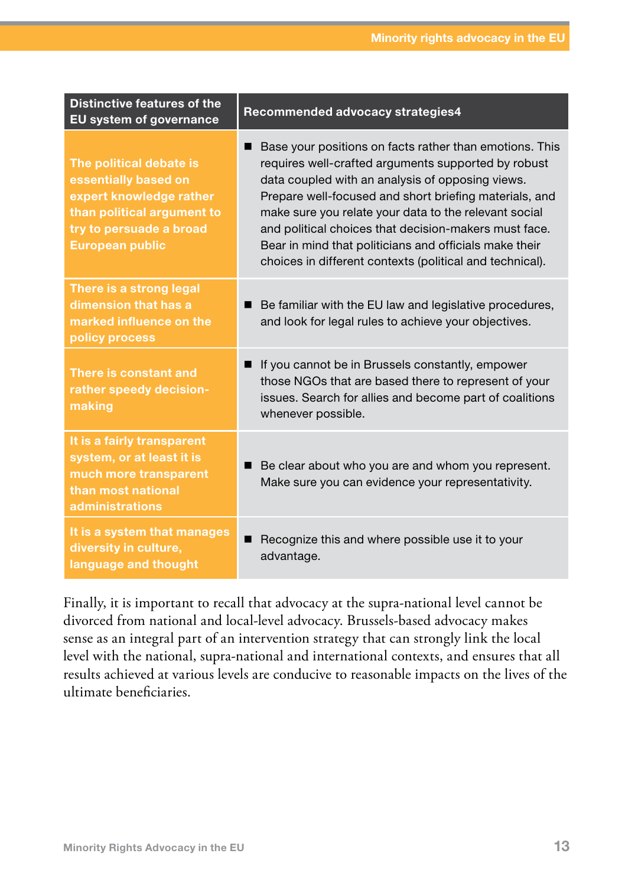| Distinctive features of the EU system of governance | Recommended advocacy strategies[4] |
|---|---|
| **The political debate is essentially based on expert knowledge rather than political argument to try to persuade a broad European public** | ■ Base your positions on facts rather than emotions. This requires well-crafted arguments supported by robust data coupled with an analysis of opposing views. Prepare well-focused and short briefing materials, and make sure you relate your data to the relevant social and political choices that decision-makers must face. Bear in mind that politicians and officials make their choices in different contexts (political and technical). |
| **There is a strong legal dimension that has a marked influence on the policy process** | ■ Be familiar with the EU law and legislative procedures, and look for legal rules to achieve your objectives. |
| **There is constant and rather speedy decision-making** | ■ If you cannot be in Brussels constantly, empower those NGOs that are based there to represent of your issues. Search for allies and become part of coalitions whenever possible. |
| **It is a fairly transparent system, or at least it is much more transparent than most national administrations** | ■ Be clear about who you are and whom you represent. Make sure you can evidence your representativity. |
| **It is a system that manages diversity in culture, language and thought** | ■ Recognize this and where possible use it to your advantage. |

Finally, it is important to recall that advocacy at the supra-national level cannot be divorced from national and local-level advocacy. Brussels-based advocacy makes sense as an integral part of an intervention strategy that can strongly link the local level with the national, supra-national and international contexts, and ensures that all results achieved at various levels are conducive to reasonable impacts on the lives of the ultimate beneficiaries.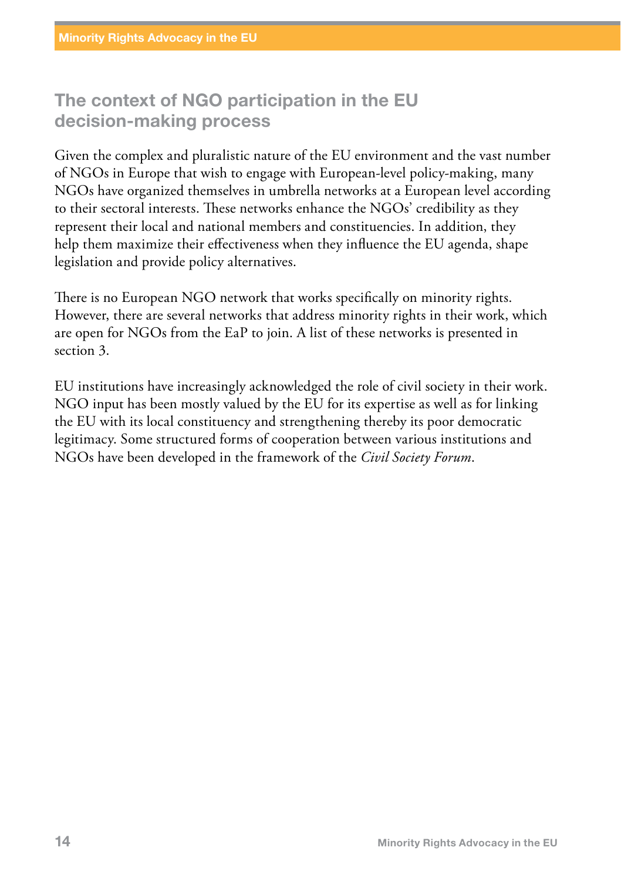## The context of NGO participation in the EU decision-making process

Given the complex and pluralistic nature of the EU environment and the vast number of NGOs in Europe that wish to engage with European-level policy-making, many NGOs have organized themselves in umbrella networks at a European level according to their sectoral interests. These networks enhance the NGOs' credibility as they represent their local and national members and constituencies. In addition, they help them maximize their effectiveness when they influence the EU agenda, shape legislation and provide policy alternatives.

There is no European NGO network that works specifically on minority rights. However, there are several networks that address minority rights in their work, which are open for NGOs from the EaP to join. A list of these networks is presented in section 3.

EU institutions have increasingly acknowledged the role of civil society in their work. NGO input has been mostly valued by the EU for its expertise as well as for linking the EU with its local constituency and strengthening thereby its poor democratic legitimacy. Some structured forms of cooperation between various institutions and NGOs have been developed in the framework of the *Civil Society Forum*.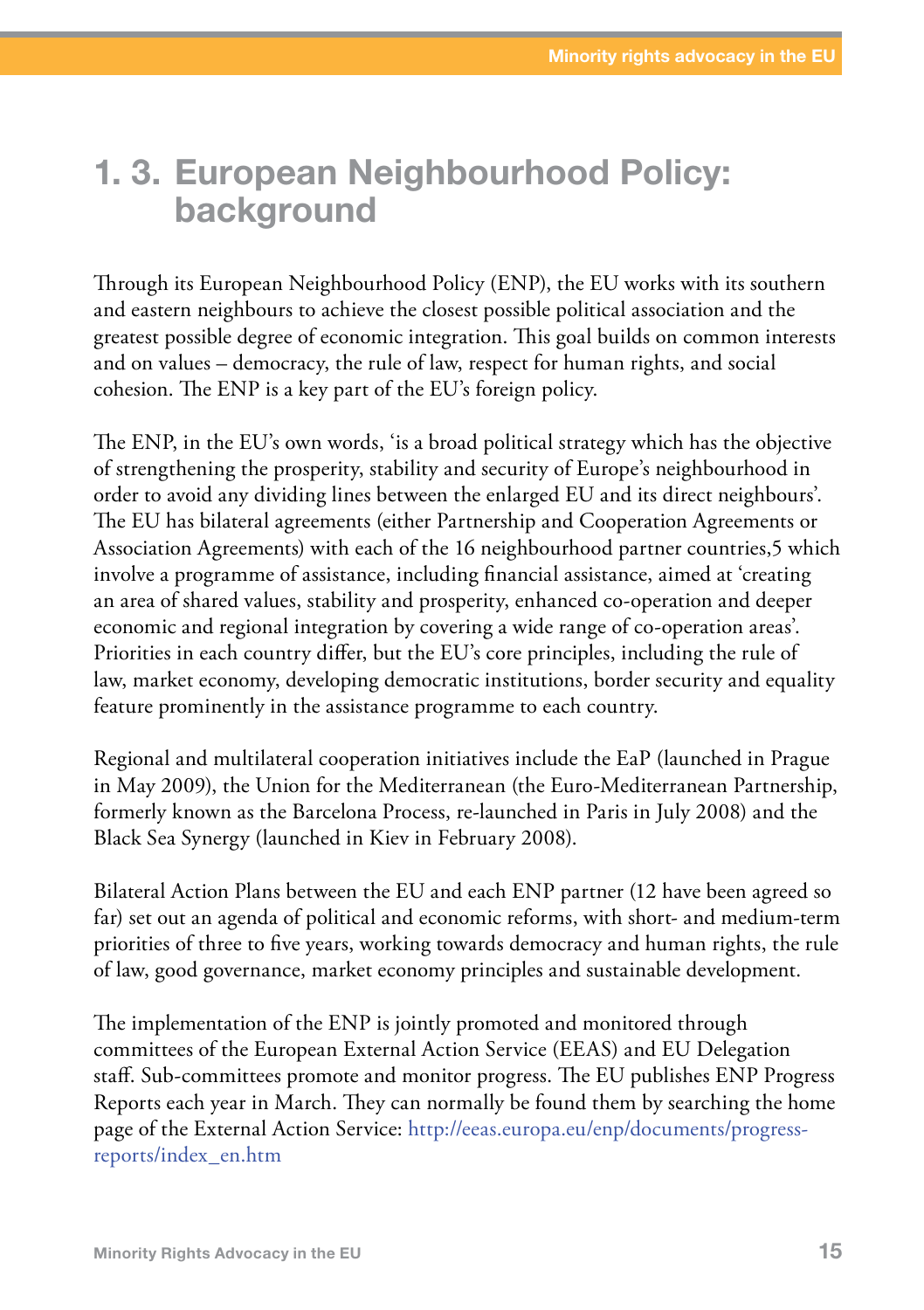# 1. 3. European Neighbourhood Policy: background

Through its European Neighbourhood Policy (ENP), the EU works with its southern and eastern neighbours to achieve the closest possible political association and the greatest possible degree of economic integration. This goal builds on common interests and on values – democracy, the rule of law, respect for human rights, and social cohesion. The ENP is a key part of the EU's foreign policy.

The ENP, in the EU's own words, 'is a broad political strategy which has the objective of strengthening the prosperity, stability and security of Europe's neighbourhood in order to avoid any dividing lines between the enlarged EU and its direct neighbours'. The EU has bilateral agreements (either Partnership and Cooperation Agreements or Association Agreements) with each of the 16 neighbourhood partner countries,[5] which involve a programme of assistance, including financial assistance, aimed at 'creating an area of shared values, stability and prosperity, enhanced co-operation and deeper economic and regional integration by covering a wide range of co-operation areas'. Priorities in each country differ, but the EU's core principles, including the rule of law, market economy, developing democratic institutions, border security and equality feature prominently in the assistance programme to each country.

Regional and multilateral cooperation initiatives include the EaP (launched in Prague in May 2009), the Union for the Mediterranean (the Euro-Mediterranean Partnership, formerly known as the Barcelona Process, re-launched in Paris in July 2008) and the Black Sea Synergy (launched in Kiev in February 2008).

Bilateral Action Plans between the EU and each ENP partner (12 have been agreed so far) set out an agenda of political and economic reforms, with short- and medium-term priorities of three to five years, working towards democracy and human rights, the rule of law, good governance, market economy principles and sustainable development.

The implementation of the ENP is jointly promoted and monitored through committees of the European External Action Service (EEAS) and EU Delegation staff. Sub-committees promote and monitor progress. The EU publishes ENP Progress Reports each year in March. They can normally be found them by searching the home page of the External Action Service: http://eeas.europa.eu/enp/documents/progress-reports/index_en.htm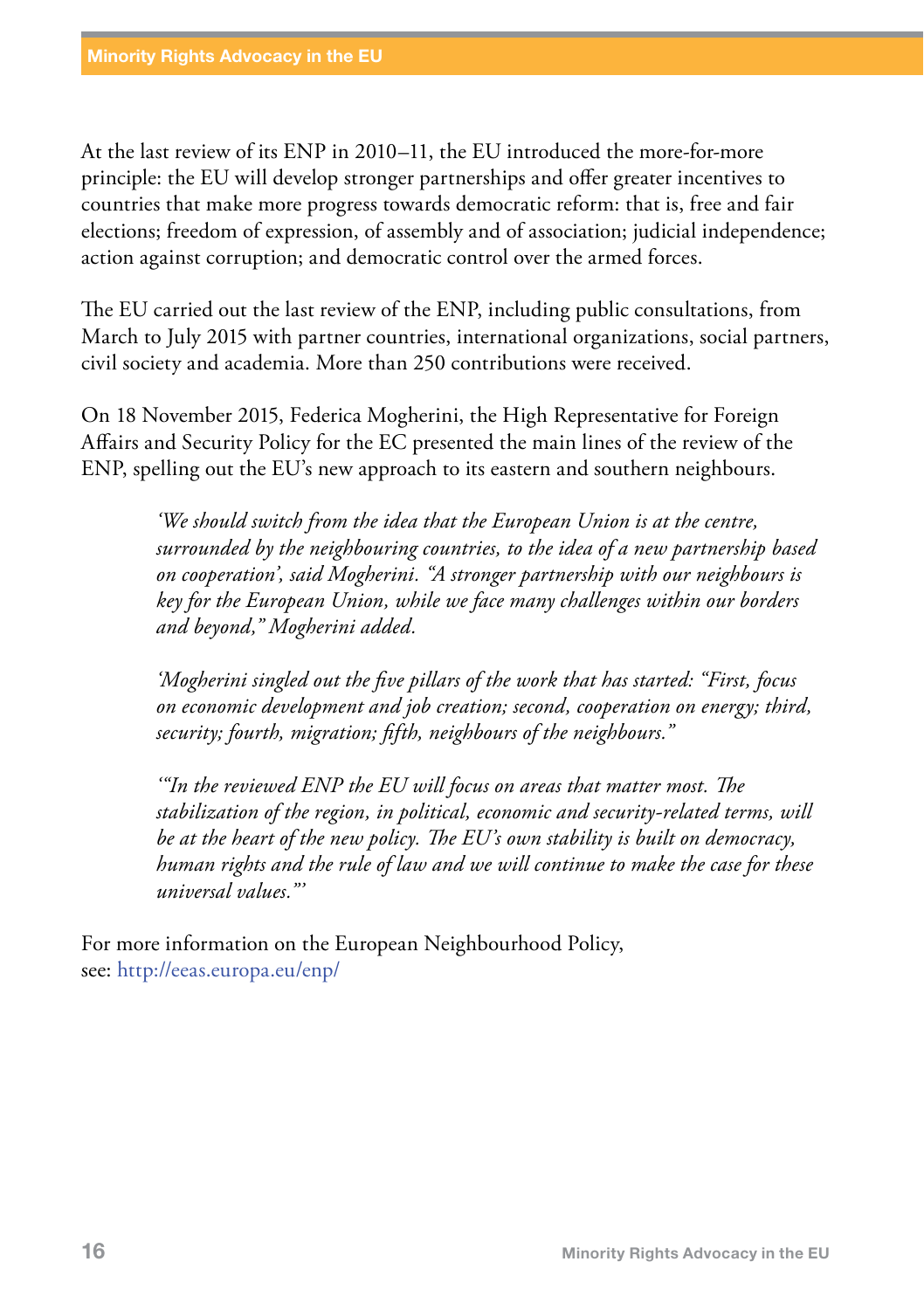At the last review of its ENP in 2010–11, the EU introduced the more-for-more principle: the EU will develop stronger partnerships and offer greater incentives to countries that make more progress towards democratic reform: that is, free and fair elections; freedom of expression, of assembly and of association; judicial independence; action against corruption; and democratic control over the armed forces.

The EU carried out the last review of the ENP, including public consultations, from March to July 2015 with partner countries, international organizations, social partners, civil society and academia. More than 250 contributions were received.

On 18 November 2015, Federica Mogherini, the High Representative for Foreign Affairs and Security Policy for the EC presented the main lines of the review of the ENP, spelling out the EU's new approach to its eastern and southern neighbours.

> *'We should switch from the idea that the European Union is at the centre, surrounded by the neighbouring countries, to the idea of a new partnership based on cooperation', said Mogherini. "A stronger partnership with our neighbours is key for the European Union, while we face many challenges within our borders and beyond," Mogherini added.*
>
> *'Mogherini singled out the five pillars of the work that has started: "First, focus on economic development and job creation; second, cooperation on energy; third, security; fourth, migration; fifth, neighbours of the neighbours."*
>
> *'"In the reviewed ENP the EU will focus on areas that matter most. The stabilization of the region, in political, economic and security-related terms, will be at the heart of the new policy. The EU's own stability is built on democracy, human rights and the rule of law and we will continue to make the case for these universal values."'*

For more information on the European Neighbourhood Policy, see: http://eeas.europa.eu/enp/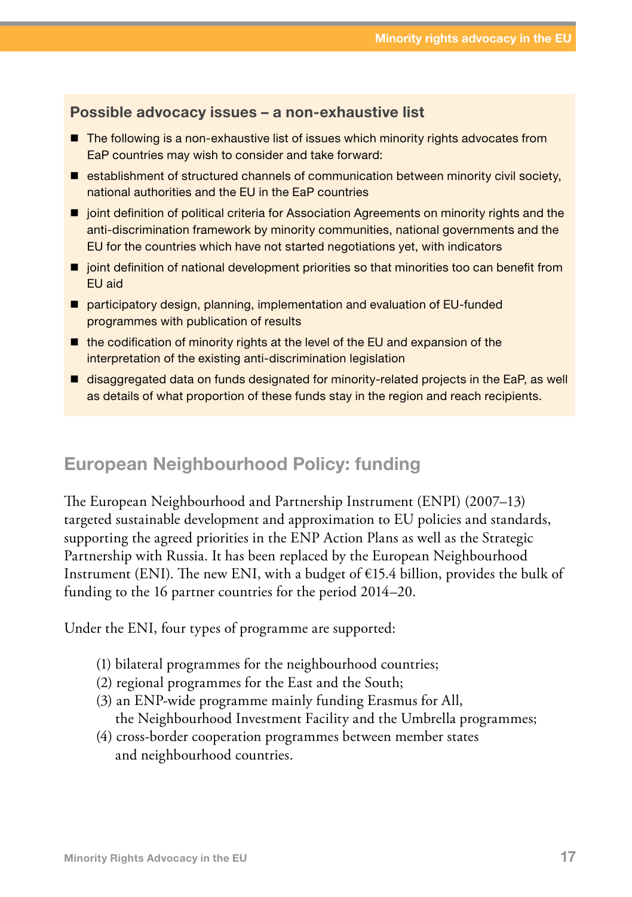### Possible advocacy issues – a non-exhaustive list

- The following is a non-exhaustive list of issues which minority rights advocates from EaP countries may wish to consider and take forward:
- establishment of structured channels of communication between minority civil society, national authorities and the EU in the EaP countries
- joint definition of political criteria for Association Agreements on minority rights and the anti-discrimination framework by minority communities, national governments and the EU for the countries which have not started negotiations yet, with indicators
- joint definition of national development priorities so that minorities too can benefit from EU aid
- participatory design, planning, implementation and evaluation of EU-funded programmes with publication of results
- the codification of minority rights at the level of the EU and expansion of the interpretation of the existing anti-discrimination legislation
- disaggregated data on funds designated for minority-related projects in the EaP, as well as details of what proportion of these funds stay in the region and reach recipients.

## European Neighbourhood Policy: funding

The European Neighbourhood and Partnership Instrument (ENPI) (2007–13) targeted sustainable development and approximation to EU policies and standards, supporting the agreed priorities in the ENP Action Plans as well as the Strategic Partnership with Russia. It has been replaced by the European Neighbourhood Instrument (ENI). The new ENI, with a budget of €15.4 billion, provides the bulk of funding to the 16 partner countries for the period 2014–20.

Under the ENI, four types of programme are supported:

(1) bilateral programmes for the neighbourhood countries;
(2) regional programmes for the East and the South;
(3) an ENP-wide programme mainly funding Erasmus for All, the Neighbourhood Investment Facility and the Umbrella programmes;
(4) cross-border cooperation programmes between member states and neighbourhood countries.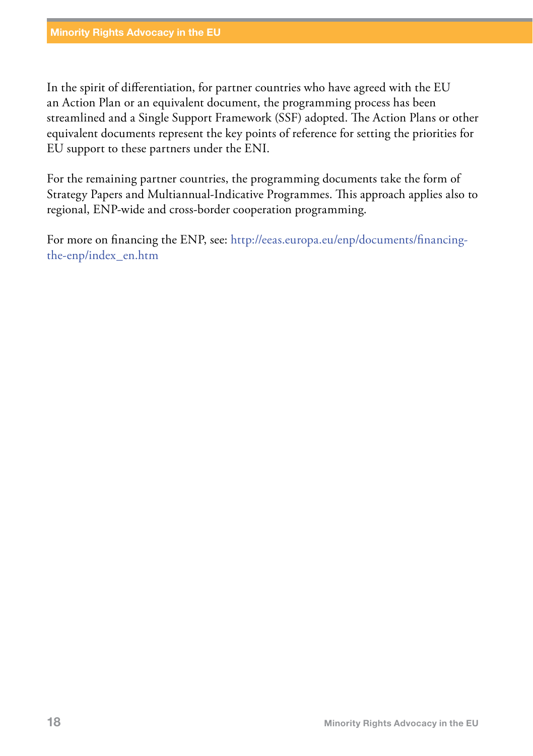In the spirit of differentiation, for partner countries who have agreed with the EU an Action Plan or an equivalent document, the programming process has been streamlined and a Single Support Framework (SSF) adopted. The Action Plans or other equivalent documents represent the key points of reference for setting the priorities for EU support to these partners under the ENI.

For the remaining partner countries, the programming documents take the form of Strategy Papers and Multiannual-Indicative Programmes. This approach applies also to regional, ENP-wide and cross-border cooperation programming.

For more on financing the ENP, see: http://eeas.europa.eu/enp/documents/financing-the-enp/index_en.htm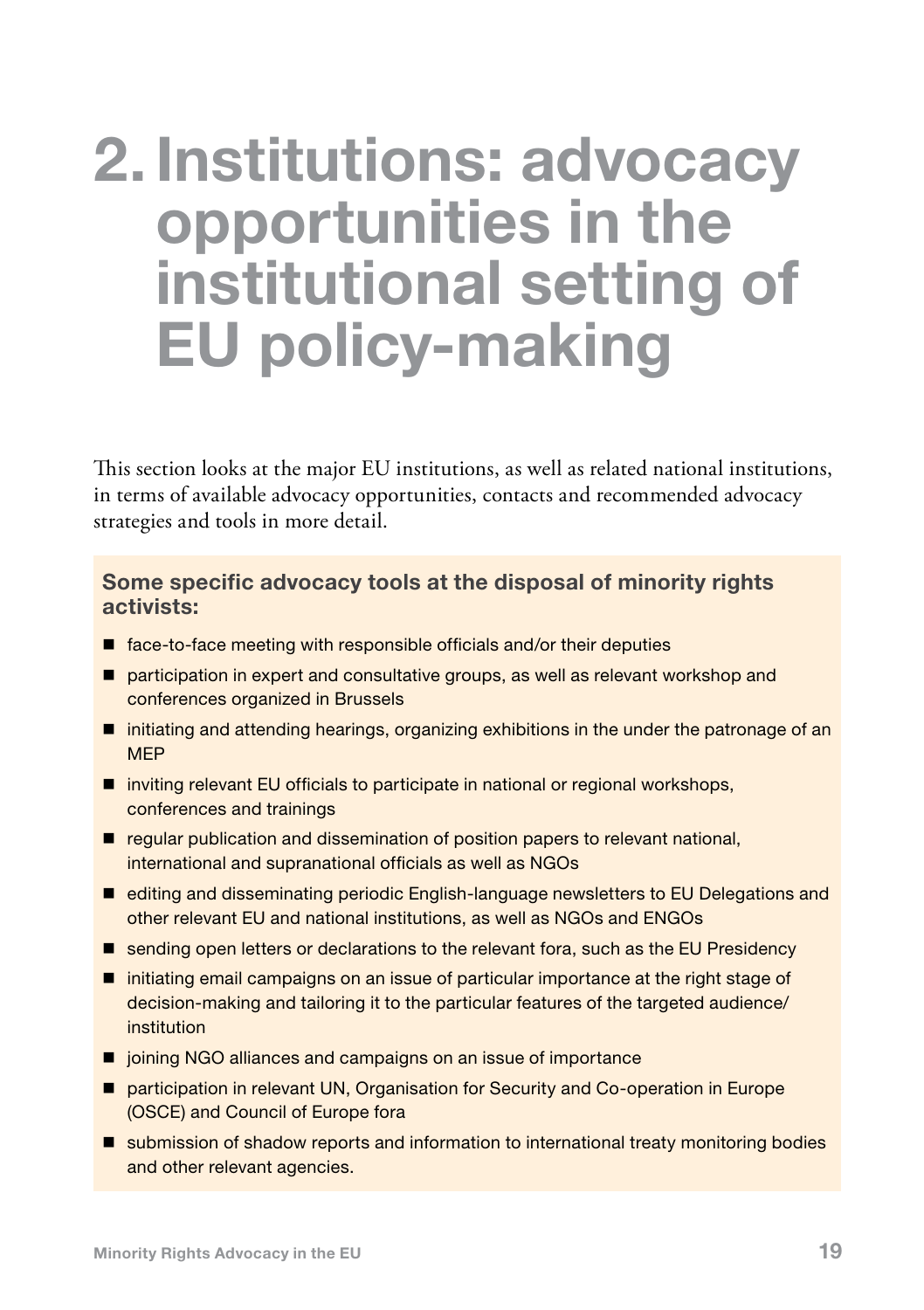# 2. Institutions: advocacy opportunities in the institutional setting of EU policy-making

This section looks at the major EU institutions, as well as related national institutions, in terms of available advocacy opportunities, contacts and recommended advocacy strategies and tools in more detail.

**Some specific advocacy tools at the disposal of minority rights activists:**

- face-to-face meeting with responsible officials and/or their deputies
- participation in expert and consultative groups, as well as relevant workshop and conferences organized in Brussels
- initiating and attending hearings, organizing exhibitions in the under the patronage of an MEP
- inviting relevant EU officials to participate in national or regional workshops, conferences and trainings
- regular publication and dissemination of position papers to relevant national, international and supranational officials as well as NGOs
- editing and disseminating periodic English-language newsletters to EU Delegations and other relevant EU and national institutions, as well as NGOs and ENGOs
- sending open letters or declarations to the relevant fora, such as the EU Presidency
- initiating email campaigns on an issue of particular importance at the right stage of decision-making and tailoring it to the particular features of the targeted audience/institution
- joining NGO alliances and campaigns on an issue of importance
- participation in relevant UN, Organisation for Security and Co-operation in Europe (OSCE) and Council of Europe fora
- submission of shadow reports and information to international treaty monitoring bodies and other relevant agencies.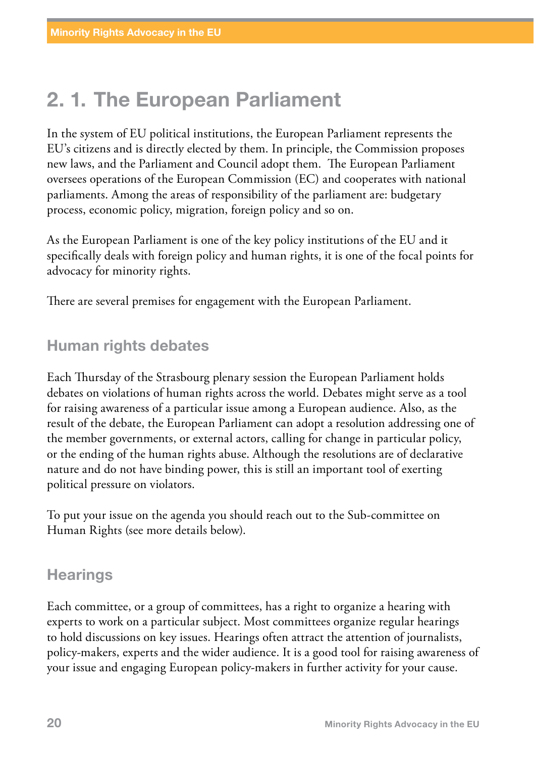## 2. 1. The European Parliament

In the system of EU political institutions, the European Parliament represents the EU's citizens and is directly elected by them. In principle, the Commission proposes new laws, and the Parliament and Council adopt them. The European Parliament oversees operations of the European Commission (EC) and cooperates with national parliaments. Among the areas of responsibility of the parliament are: budgetary process, economic policy, migration, foreign policy and so on.

As the European Parliament is one of the key policy institutions of the EU and it specifically deals with foreign policy and human rights, it is one of the focal points for advocacy for minority rights.

There are several premises for engagement with the European Parliament.

### Human rights debates

Each Thursday of the Strasbourg plenary session the European Parliament holds debates on violations of human rights across the world. Debates might serve as a tool for raising awareness of a particular issue among a European audience. Also, as the result of the debate, the European Parliament can adopt a resolution addressing one of the member governments, or external actors, calling for change in particular policy, or the ending of the human rights abuse. Although the resolutions are of declarative nature and do not have binding power, this is still an important tool of exerting political pressure on violators.

To put your issue on the agenda you should reach out to the Sub-committee on Human Rights (see more details below).

### Hearings

Each committee, or a group of committees, has a right to organize a hearing with experts to work on a particular subject. Most committees organize regular hearings to hold discussions on key issues. Hearings often attract the attention of journalists, policy-makers, experts and the wider audience. It is a good tool for raising awareness of your issue and engaging European policy-makers in further activity for your cause.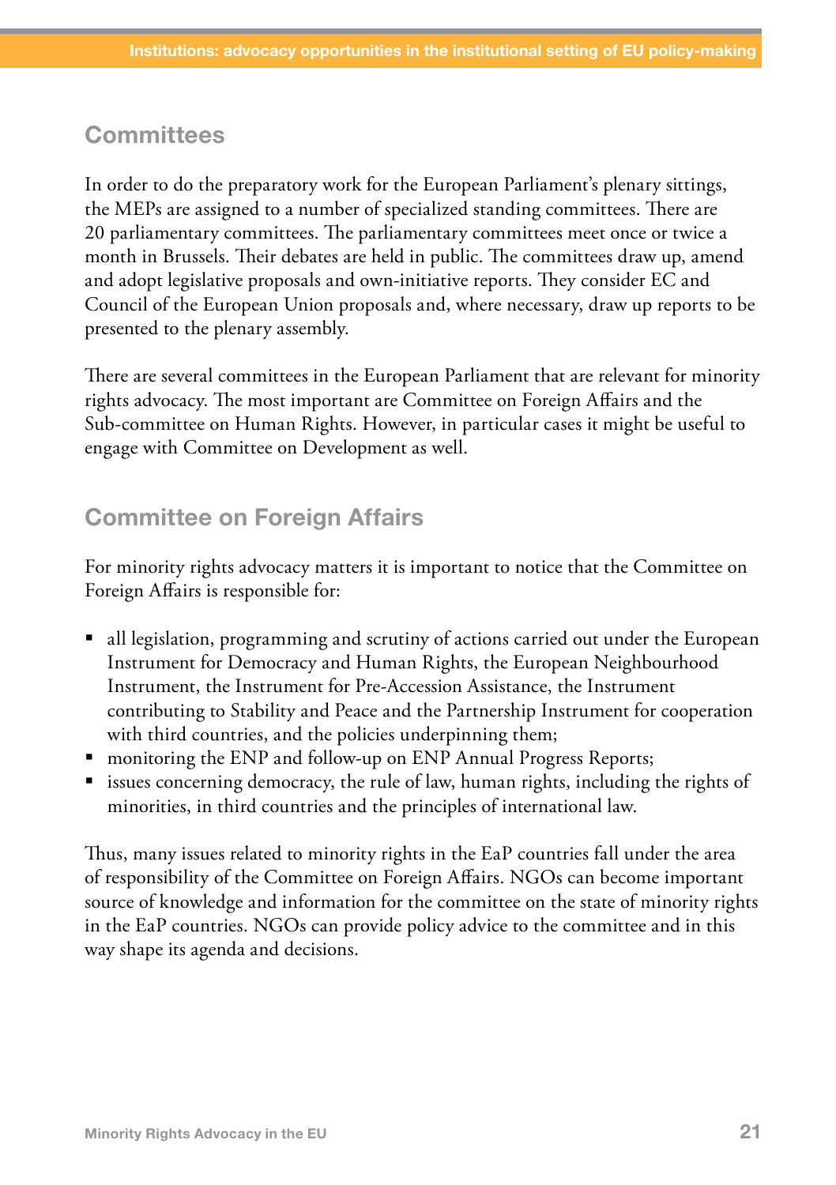## Committees

In order to do the preparatory work for the European Parliament's plenary sittings, the MEPs are assigned to a number of specialized standing committees. There are 20 parliamentary committees. The parliamentary committees meet once or twice a month in Brussels. Their debates are held in public. The committees draw up, amend and adopt legislative proposals and own-initiative reports. They consider EC and Council of the European Union proposals and, where necessary, draw up reports to be presented to the plenary assembly.

There are several committees in the European Parliament that are relevant for minority rights advocacy. The most important are Committee on Foreign Affairs and the Sub-committee on Human Rights. However, in particular cases it might be useful to engage with Committee on Development as well.

## Committee on Foreign Affairs

For minority rights advocacy matters it is important to notice that the Committee on Foreign Affairs is responsible for:

- all legislation, programming and scrutiny of actions carried out under the European Instrument for Democracy and Human Rights, the European Neighbourhood Instrument, the Instrument for Pre-Accession Assistance, the Instrument contributing to Stability and Peace and the Partnership Instrument for cooperation with third countries, and the policies underpinning them;
- monitoring the ENP and follow-up on ENP Annual Progress Reports;
- issues concerning democracy, the rule of law, human rights, including the rights of minorities, in third countries and the principles of international law.

Thus, many issues related to minority rights in the EaP countries fall under the area of responsibility of the Committee on Foreign Affairs. NGOs can become important source of knowledge and information for the committee on the state of minority rights in the EaP countries. NGOs can provide policy advice to the committee and in this way shape its agenda and decisions.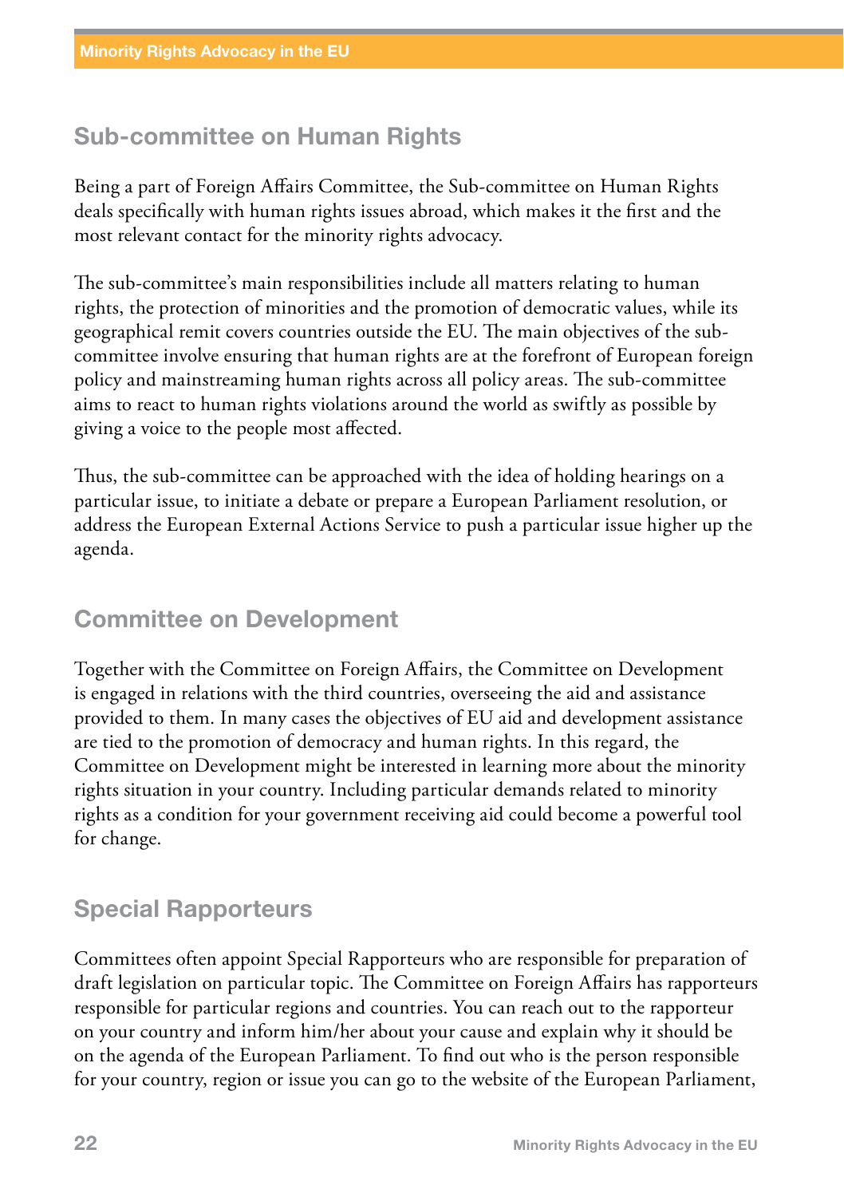## Sub-committee on Human Rights

Being a part of Foreign Affairs Committee, the Sub-committee on Human Rights deals specifically with human rights issues abroad, which makes it the first and the most relevant contact for the minority rights advocacy.

The sub-committee's main responsibilities include all matters relating to human rights, the protection of minorities and the promotion of democratic values, while its geographical remit covers countries outside the EU. The main objectives of the sub-committee involve ensuring that human rights are at the forefront of European foreign policy and mainstreaming human rights across all policy areas. The sub-committee aims to react to human rights violations around the world as swiftly as possible by giving a voice to the people most affected.

Thus, the sub-committee can be approached with the idea of holding hearings on a particular issue, to initiate a debate or prepare a European Parliament resolution, or address the European External Actions Service to push a particular issue higher up the agenda.

## Committee on Development

Together with the Committee on Foreign Affairs, the Committee on Development is engaged in relations with the third countries, overseeing the aid and assistance provided to them. In many cases the objectives of EU aid and development assistance are tied to the promotion of democracy and human rights. In this regard, the Committee on Development might be interested in learning more about the minority rights situation in your country. Including particular demands related to minority rights as a condition for your government receiving aid could become a powerful tool for change.

## Special Rapporteurs

Committees often appoint Special Rapporteurs who are responsible for preparation of draft legislation on particular topic. The Committee on Foreign Affairs has rapporteurs responsible for particular regions and countries. You can reach out to the rapporteur on your country and inform him/her about your cause and explain why it should be on the agenda of the European Parliament. To find out who is the person responsible for your country, region or issue you can go to the website of the European Parliament,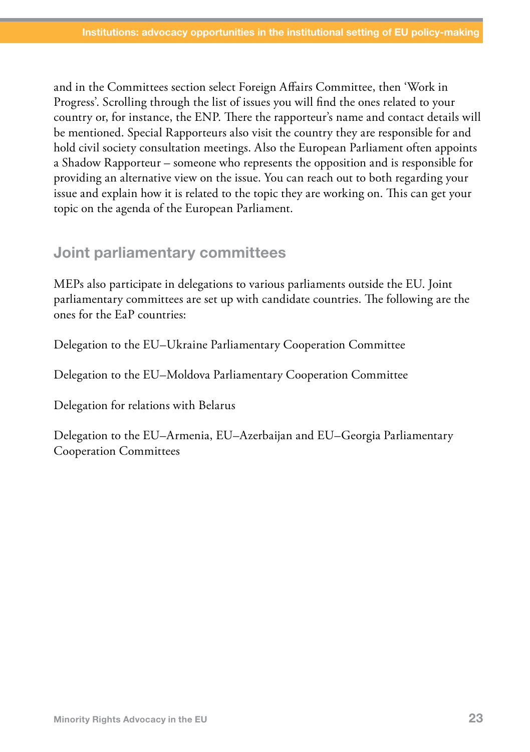and in the Committees section select Foreign Affairs Committee, then 'Work in Progress'. Scrolling through the list of issues you will find the ones related to your country or, for instance, the ENP. There the rapporteur's name and contact details will be mentioned. Special Rapporteurs also visit the country they are responsible for and hold civil society consultation meetings. Also the European Parliament often appoints a Shadow Rapporteur – someone who represents the opposition and is responsible for providing an alternative view on the issue. You can reach out to both regarding your issue and explain how it is related to the topic they are working on. This can get your topic on the agenda of the European Parliament.

## Joint parliamentary committees

MEPs also participate in delegations to various parliaments outside the EU. Joint parliamentary committees are set up with candidate countries. The following are the ones for the EaP countries:

Delegation to the EU–Ukraine Parliamentary Cooperation Committee

Delegation to the EU–Moldova Parliamentary Cooperation Committee

Delegation for relations with Belarus

Delegation to the EU–Armenia, EU–Azerbaijan and EU–Georgia Parliamentary Cooperation Committees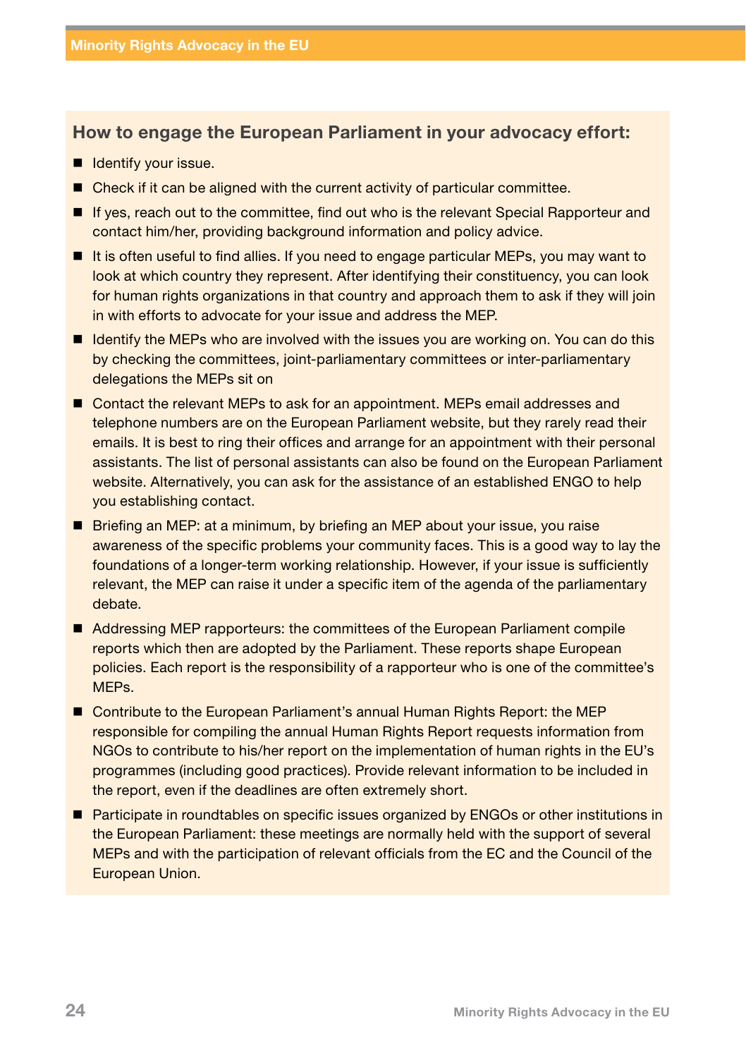### How to engage the European Parliament in your advocacy effort:

- Identify your issue.
- Check if it can be aligned with the current activity of particular committee.
- If yes, reach out to the committee, find out who is the relevant Special Rapporteur and contact him/her, providing background information and policy advice.
- It is often useful to find allies. If you need to engage particular MEPs, you may want to look at which country they represent. After identifying their constituency, you can look for human rights organizations in that country and approach them to ask if they will join in with efforts to advocate for your issue and address the MEP.
- Identify the MEPs who are involved with the issues you are working on. You can do this by checking the committees, joint-parliamentary committees or inter-parliamentary delegations the MEPs sit on
- Contact the relevant MEPs to ask for an appointment. MEPs email addresses and telephone numbers are on the European Parliament website, but they rarely read their emails. It is best to ring their offices and arrange for an appointment with their personal assistants. The list of personal assistants can also be found on the European Parliament website. Alternatively, you can ask for the assistance of an established ENGO to help you establishing contact.
- Briefing an MEP: at a minimum, by briefing an MEP about your issue, you raise awareness of the specific problems your community faces. This is a good way to lay the foundations of a longer-term working relationship. However, if your issue is sufficiently relevant, the MEP can raise it under a specific item of the agenda of the parliamentary debate.
- Addressing MEP rapporteurs: the committees of the European Parliament compile reports which then are adopted by the Parliament. These reports shape European policies. Each report is the responsibility of a rapporteur who is one of the committee's MEPs.
- Contribute to the European Parliament's annual Human Rights Report: the MEP responsible for compiling the annual Human Rights Report requests information from NGOs to contribute to his/her report on the implementation of human rights in the EU's programmes (including good practices). Provide relevant information to be included in the report, even if the deadlines are often extremely short.
- Participate in roundtables on specific issues organized by ENGOs or other institutions in the European Parliament: these meetings are normally held with the support of several MEPs and with the participation of relevant officials from the EC and the Council of the European Union.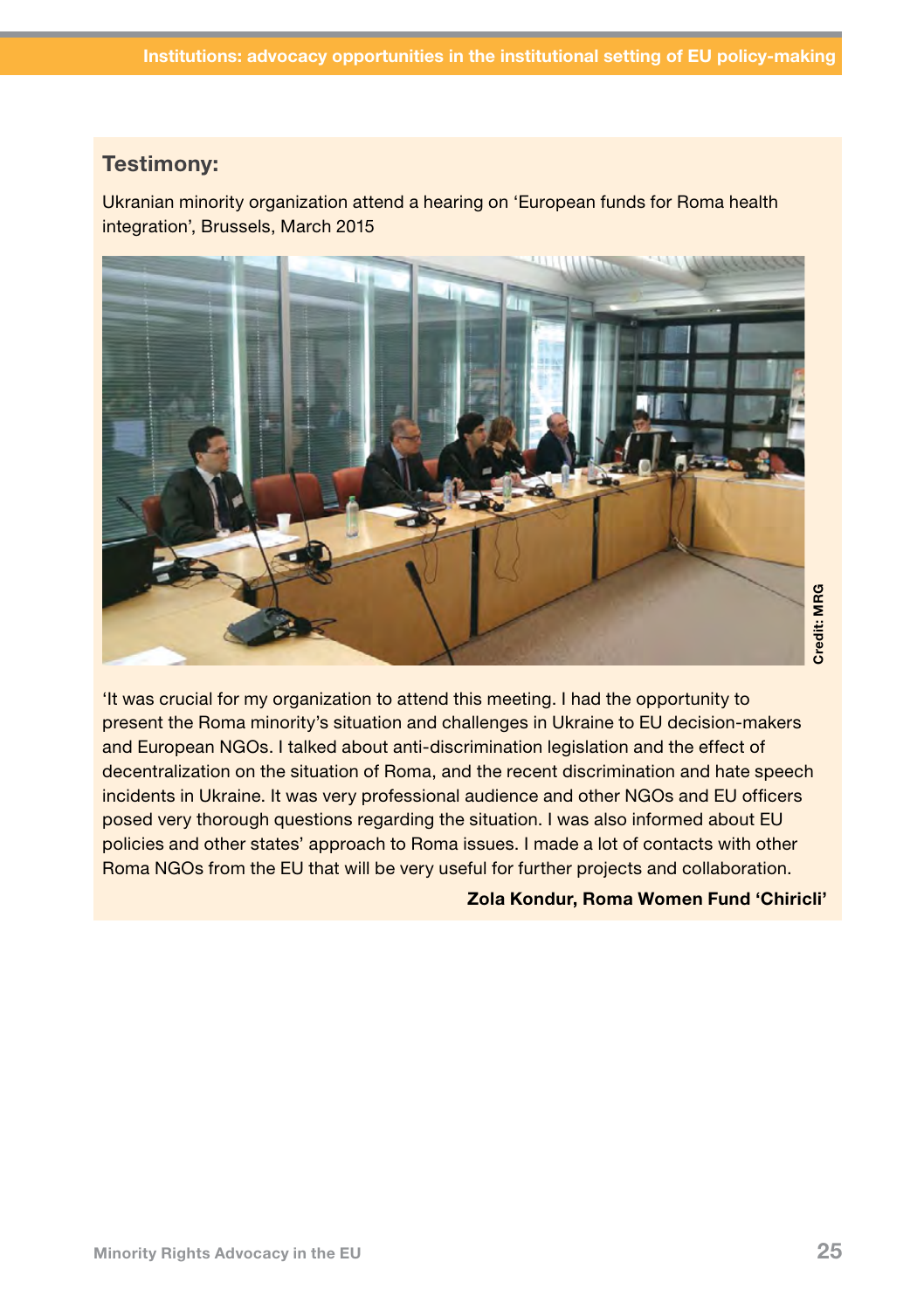## Testimony:

Ukranian minority organization attend a hearing on 'European funds for Roma health integration', Brussels, March 2015

Credit: MRG

'It was crucial for my organization to attend this meeting. I had the opportunity to present the Roma minority's situation and challenges in Ukraine to EU decision-makers and European NGOs. I talked about anti-discrimination legislation and the effect of decentralization on the situation of Roma, and the recent discrimination and hate speech incidents in Ukraine. It was very professional audience and other NGOs and EU officers posed very thorough questions regarding the situation. I was also informed about EU policies and other states' approach to Roma issues. I made a lot of contacts with other Roma NGOs from the EU that will be very useful for further projects and collaboration.

**Zola Kondur, Roma Women Fund 'Chiricli'**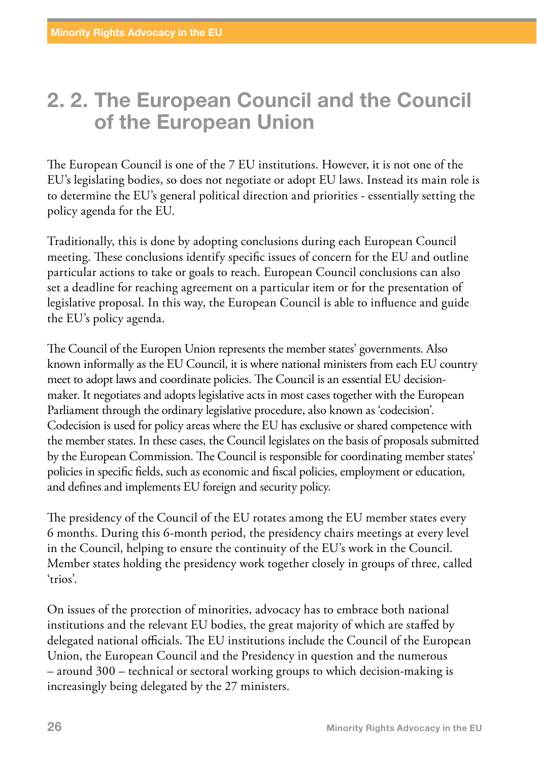## 2. 2. The European Council and the Council of the European Union

The European Council is one of the 7 EU institutions. However, it is not one of the EU's legislating bodies, so does not negotiate or adopt EU laws. Instead its main role is to determine the EU's general political direction and priorities - essentially setting the policy agenda for the EU.

Traditionally, this is done by adopting conclusions during each European Council meeting. These conclusions identify specific issues of concern for the EU and outline particular actions to take or goals to reach. European Council conclusions can also set a deadline for reaching agreement on a particular item or for the presentation of legislative proposal. In this way, the European Council is able to influence and guide the EU's policy agenda.

The Council of the Europen Union represents the member states' governments. Also known informally as the EU Council, it is where national ministers from each EU country meet to adopt laws and coordinate policies. The Council is an essential EU decision-maker. It negotiates and adopts legislative acts in most cases together with the European Parliament through the ordinary legislative procedure, also known as 'codecision'. Codecision is used for policy areas where the EU has exclusive or shared competence with the member states. In these cases, the Council legislates on the basis of proposals submitted by the European Commission. The Council is responsible for coordinating member states' policies in specific fields, such as economic and fiscal policies, employment or education, and defines and implements EU foreign and security policy.

The presidency of the Council of the EU rotates among the EU member states every 6 months. During this 6-month period, the presidency chairs meetings at every level in the Council, helping to ensure the continuity of the EU's work in the Council. Member states holding the presidency work together closely in groups of three, called 'trios'.

On issues of the protection of minorities, advocacy has to embrace both national institutions and the relevant EU bodies, the great majority of which are staffed by delegated national officials. The EU institutions include the Council of the European Union, the European Council and the Presidency in question and the numerous – around 300 – technical or sectoral working groups to which decision-making is increasingly being delegated by the 27 ministers.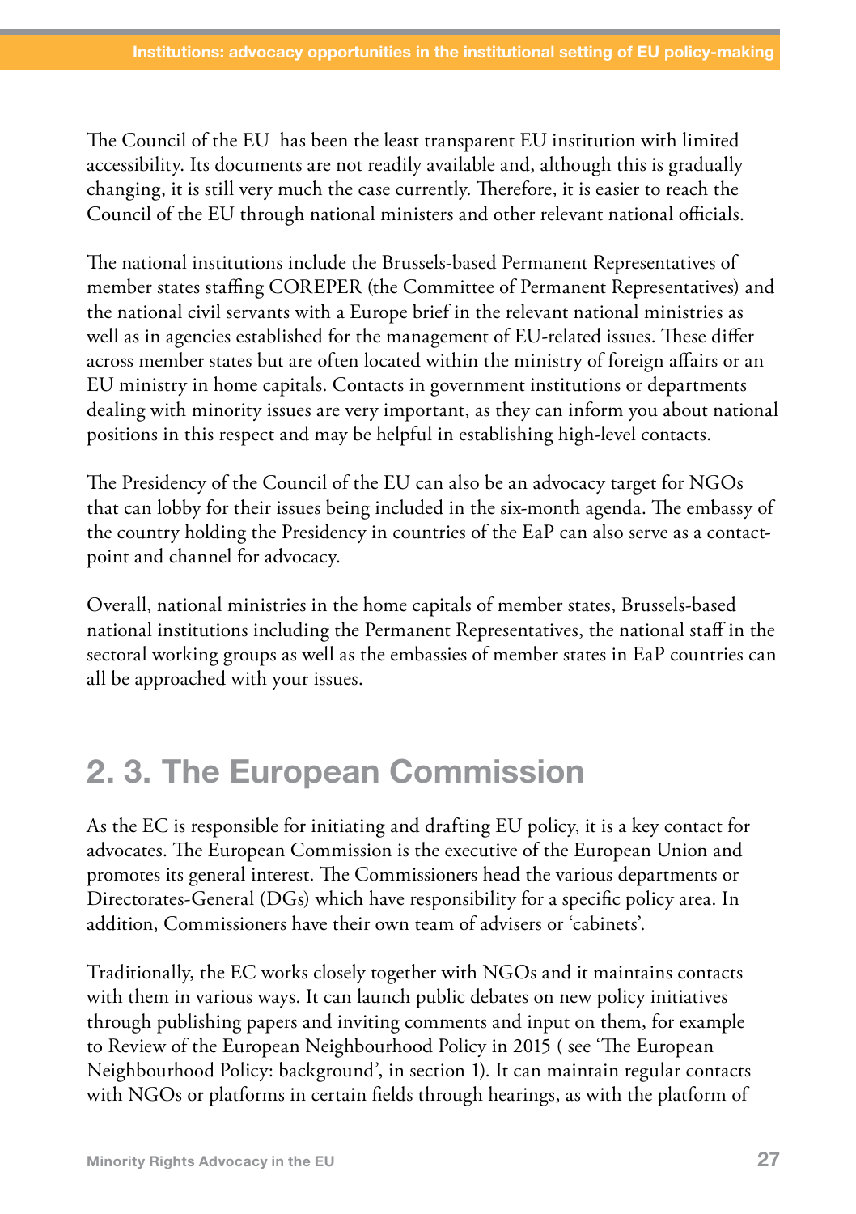The Council of the EU  has been the least transparent EU institution with limited accessibility. Its documents are not readily available and, although this is gradually changing, it is still very much the case currently. Therefore, it is easier to reach the Council of the EU through national ministers and other relevant national officials.

The national institutions include the Brussels-based Permanent Representatives of member states staffing COREPER (the Committee of Permanent Representatives) and the national civil servants with a Europe brief in the relevant national ministries as well as in agencies established for the management of EU-related issues. These differ across member states but are often located within the ministry of foreign affairs or an EU ministry in home capitals. Contacts in government institutions or departments dealing with minority issues are very important, as they can inform you about national positions in this respect and may be helpful in establishing high-level contacts.

The Presidency of the Council of the EU can also be an advocacy target for NGOs that can lobby for their issues being included in the six-month agenda. The embassy of the country holding the Presidency in countries of the EaP can also serve as a contact-point and channel for advocacy.

Overall, national ministries in the home capitals of member states, Brussels-based national institutions including the Permanent Representatives, the national staff in the sectoral working groups as well as the embassies of member states in EaP countries can all be approached with your issues.

## 2. 3. The European Commission

As the EC is responsible for initiating and drafting EU policy, it is a key contact for advocates. The European Commission is the executive of the European Union and promotes its general interest. The Commissioners head the various departments or Directorates-General (DGs) which have responsibility for a specific policy area. In addition, Commissioners have their own team of advisers or 'cabinets'.

Traditionally, the EC works closely together with NGOs and it maintains contacts with them in various ways. It can launch public debates on new policy initiatives through publishing papers and inviting comments and input on them, for example to Review of the European Neighbourhood Policy in 2015 ( see 'The European Neighbourhood Policy: background', in section 1). It can maintain regular contacts with NGOs or platforms in certain fields through hearings, as with the platform of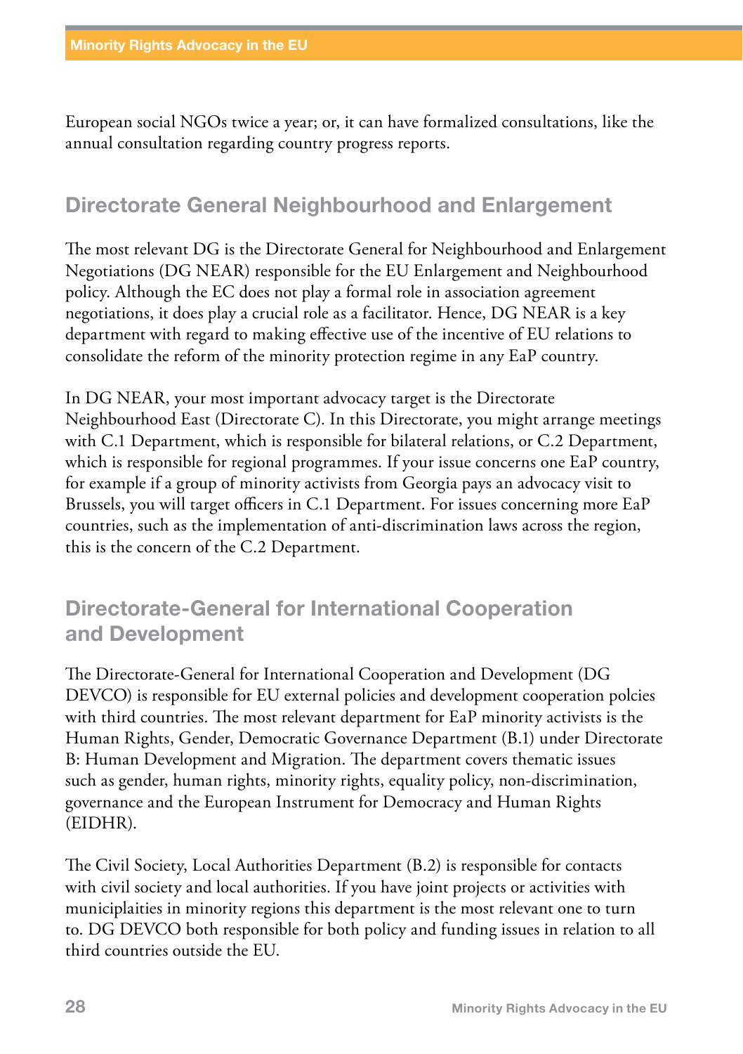European social NGOs twice a year; or, it can have formalized consultations, like the annual consultation regarding country progress reports.

## Directorate General Neighbourhood and Enlargement

The most relevant DG is the Directorate General for Neighbourhood and Enlargement Negotiations (DG NEAR) responsible for the EU Enlargement and Neighbourhood policy. Although the EC does not play a formal role in association agreement negotiations, it does play a crucial role as a facilitator. Hence, DG NEAR is a key department with regard to making effective use of the incentive of EU relations to consolidate the reform of the minority protection regime in any EaP country.

In DG NEAR, your most important advocacy target is the Directorate Neighbourhood East (Directorate C). In this Directorate, you might arrange meetings with C.1 Department, which is responsible for bilateral relations, or C.2 Department, which is responsible for regional programmes. If your issue concerns one EaP country, for example if a group of minority activists from Georgia pays an advocacy visit to Brussels, you will target officers in C.1 Department. For issues concerning more EaP countries, such as the implementation of anti-discrimination laws across the region, this is the concern of the C.2 Department.

## Directorate-General for International Cooperation and Development

The Directorate-General for International Cooperation and Development (DG DEVCO) is responsible for EU external policies and development cooperation polcies with third countries. The most relevant department for EaP minority activists is the Human Rights, Gender, Democratic Governance Department (B.1) under Directorate B: Human Development and Migration. The department covers thematic issues such as gender, human rights, minority rights, equality policy, non-discrimination, governance and the European Instrument for Democracy and Human Rights (EIDHR).

The Civil Society, Local Authorities Department (B.2) is responsible for contacts with civil society and local authorities. If you have joint projects or activities with municiplaities in minority regions this department is the most relevant one to turn to. DG DEVCO both responsible for both policy and funding issues in relation to all third countries outside the EU.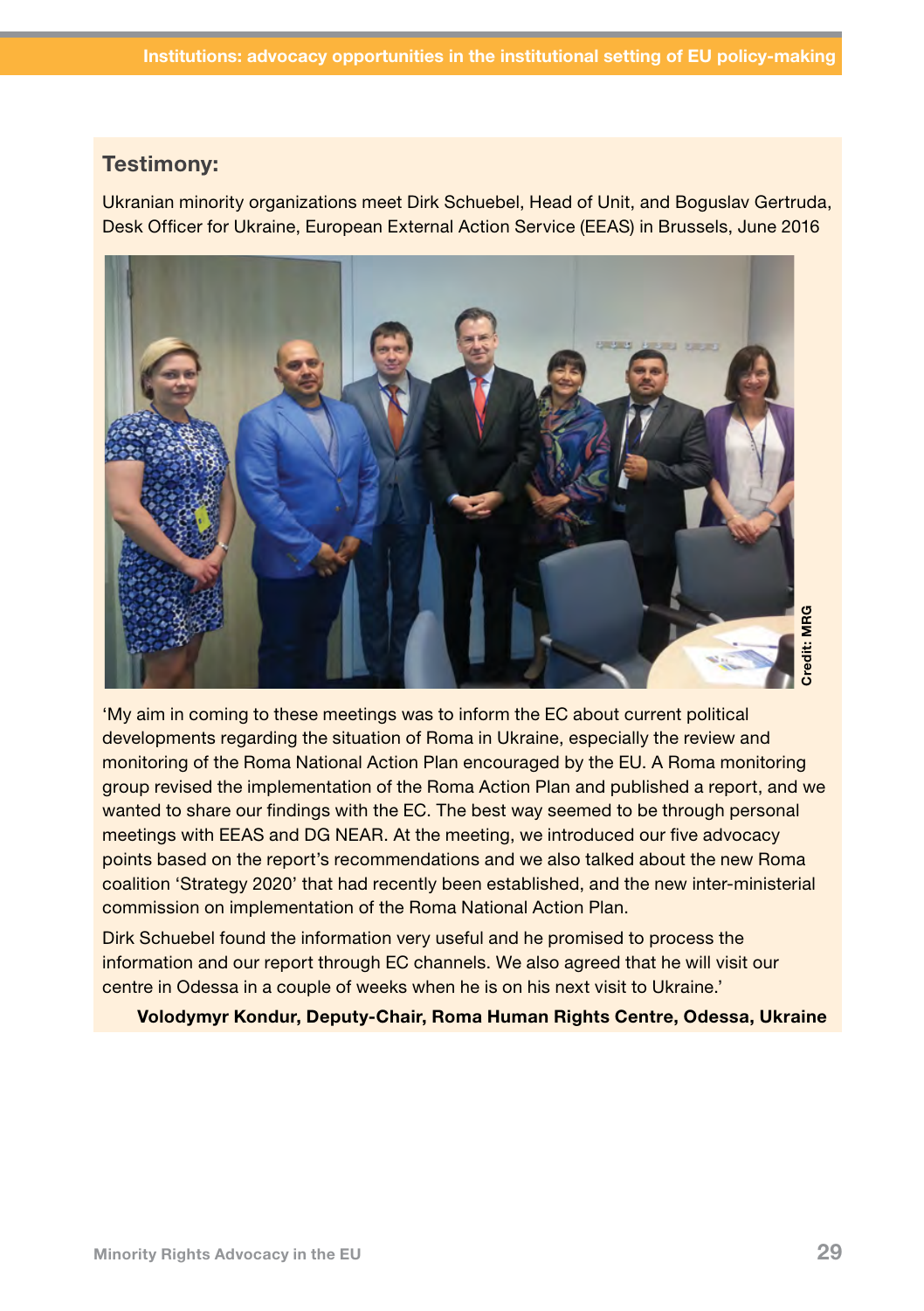## Testimony:

Ukranian minority organizations meet Dirk Schuebel, Head of Unit, and Boguslav Gertruda, Desk Officer for Ukraine, European External Action Service (EEAS) in Brussels, June 2016

Credit: MRG

'My aim in coming to these meetings was to inform the EC about current political developments regarding the situation of Roma in Ukraine, especially the review and monitoring of the Roma National Action Plan encouraged by the EU. A Roma monitoring group revised the implementation of the Roma Action Plan and published a report, and we wanted to share our findings with the EC. The best way seemed to be through personal meetings with EEAS and DG NEAR. At the meeting, we introduced our five advocacy points based on the report's recommendations and we also talked about the new Roma coalition 'Strategy 2020' that had recently been established, and the new inter-ministerial commission on implementation of the Roma National Action Plan.

Dirk Schuebel found the information very useful and he promised to process the information and our report through EC channels. We also agreed that he will visit our centre in Odessa in a couple of weeks when he is on his next visit to Ukraine.'

**Volodymyr Kondur, Deputy-Chair, Roma Human Rights Centre, Odessa, Ukraine**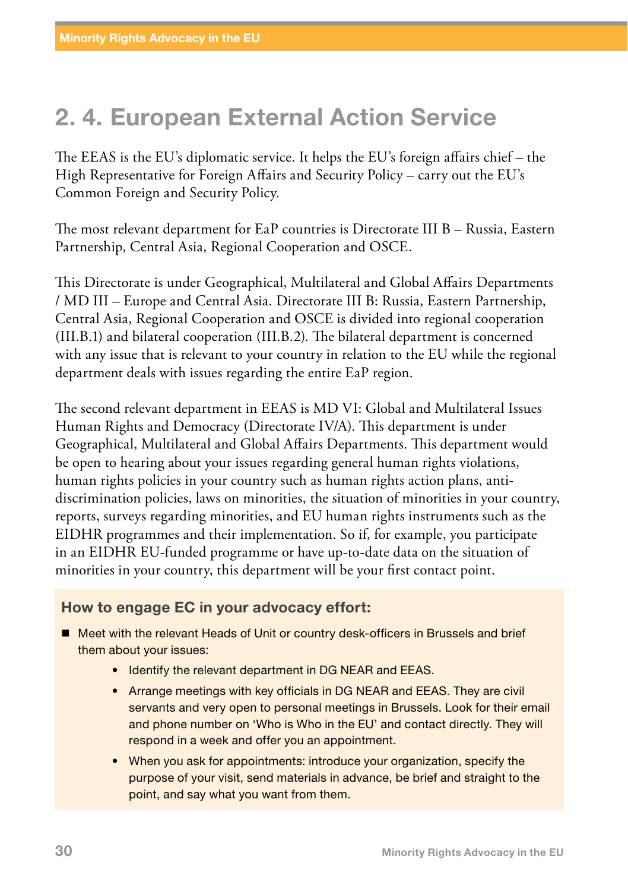## 2. 4. European External Action Service

The EEAS is the EU's diplomatic service. It helps the EU's foreign affairs chief – the High Representative for Foreign Affairs and Security Policy – carry out the EU's Common Foreign and Security Policy.

The most relevant department for EaP countries is Directorate III B – Russia, Eastern Partnership, Central Asia, Regional Cooperation and OSCE.

This Directorate is under Geographical, Multilateral and Global Affairs Departments / MD III – Europe and Central Asia. Directorate III B: Russia, Eastern Partnership, Central Asia, Regional Cooperation and OSCE is divided into regional cooperation (III.B.1) and bilateral cooperation (III.B.2). The bilateral department is concerned with any issue that is relevant to your country in relation to the EU while the regional department deals with issues regarding the entire EaP region.

The second relevant department in EEAS is MD VI: Global and Multilateral Issues Human Rights and Democracy (Directorate IV/A). This department is under Geographical, Multilateral and Global Affairs Departments. This department would be open to hearing about your issues regarding general human rights violations, human rights policies in your country such as human rights action plans, anti-discrimination policies, laws on minorities, the situation of minorities in your country, reports, surveys regarding minorities, and EU human rights instruments such as the EIDHR programmes and their implementation. So if, for example, you participate in an EIDHR EU-funded programme or have up-to-date data on the situation of minorities in your country, this department will be your first contact point.

### How to engage EC in your advocacy effort:

- Meet with the relevant Heads of Unit or country desk-officers in Brussels and brief them about your issues:
  - Identify the relevant department in DG NEAR and EEAS.
  - Arrange meetings with key officials in DG NEAR and EEAS. They are civil servants and very open to personal meetings in Brussels. Look for their email and phone number on 'Who is Who in the EU' and contact directly. They will respond in a week and offer you an appointment.
  - When you ask for appointments: introduce your organization, specify the purpose of your visit, send materials in advance, be brief and straight to the point, and say what you want from them.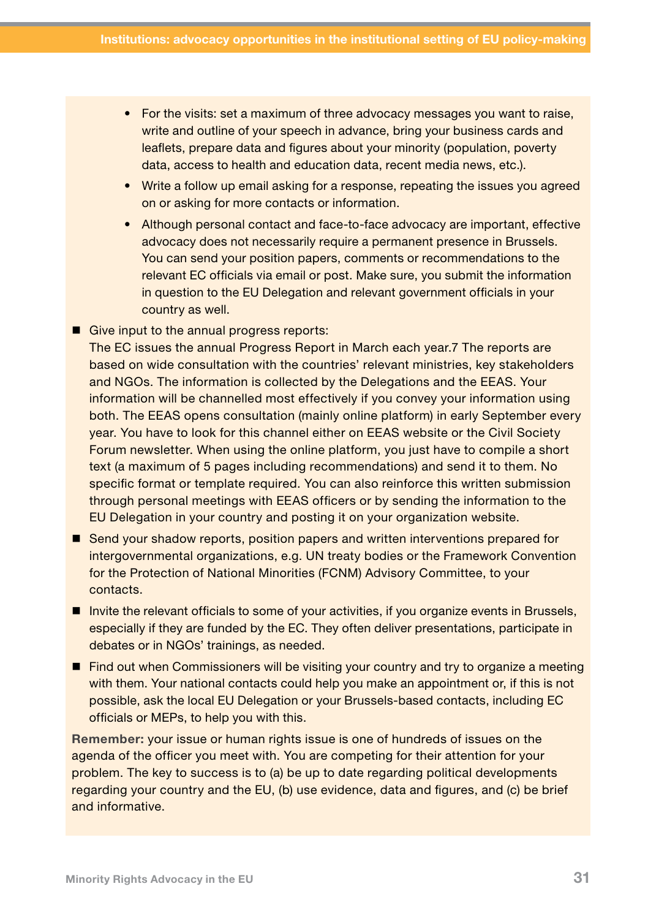- For the visits: set a maximum of three advocacy messages you want to raise, write and outline of your speech in advance, bring your business cards and leaflets, prepare data and figures about your minority (population, poverty data, access to health and education data, recent media news, etc.).
- Write a follow up email asking for a response, repeating the issues you agreed on or asking for more contacts or information.
- Although personal contact and face-to-face advocacy are important, effective advocacy does not necessarily require a permanent presence in Brussels. You can send your position papers, comments or recommendations to the relevant EC officials via email or post. Make sure, you submit the information in question to the EU Delegation and relevant government officials in your country as well.

- Give input to the annual progress reports:
  The EC issues the annual Progress Report in March each year.[7] The reports are based on wide consultation with the countries' relevant ministries, key stakeholders and NGOs. The information is collected by the Delegations and the EEAS. Your information will be channelled most effectively if you convey your information using both. The EEAS opens consultation (mainly online platform) in early September every year. You have to look for this channel either on EEAS website or the Civil Society Forum newsletter. When using the online platform, you just have to compile a short text (a maximum of 5 pages including recommendations) and send it to them. No specific format or template required. You can also reinforce this written submission through personal meetings with EEAS officers or by sending the information to the EU Delegation in your country and posting it on your organization website.
- Send your shadow reports, position papers and written interventions prepared for intergovernmental organizations, e.g. UN treaty bodies or the Framework Convention for the Protection of National Minorities (FCNM) Advisory Committee, to your contacts.
- Invite the relevant officials to some of your activities, if you organize events in Brussels, especially if they are funded by the EC. They often deliver presentations, participate in debates or in NGOs' trainings, as needed.
- Find out when Commissioners will be visiting your country and try to organize a meeting with them. Your national contacts could help you make an appointment or, if this is not possible, ask the local EU Delegation or your Brussels-based contacts, including EC officials or MEPs, to help you with this.

**Remember:** your issue or human rights issue is one of hundreds of issues on the agenda of the officer you meet with. You are competing for their attention for your problem. The key to success is to (a) be up to date regarding political developments regarding your country and the EU, (b) use evidence, data and figures, and (c) be brief and informative.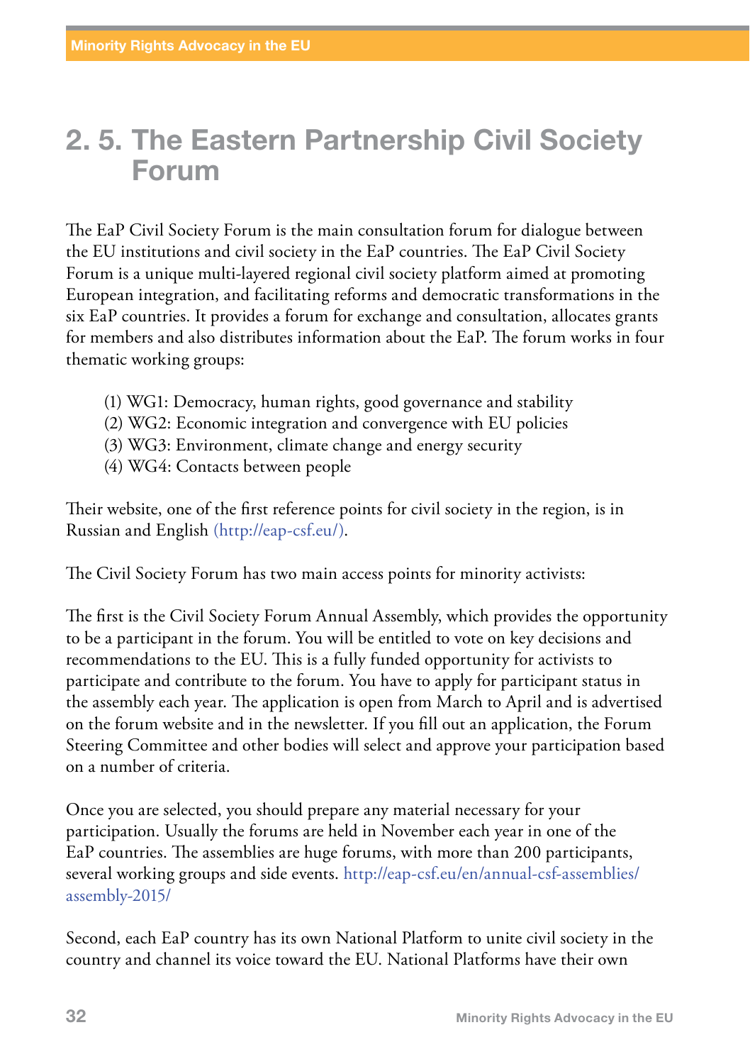## 2. 5. The Eastern Partnership Civil Society Forum

The EaP Civil Society Forum is the main consultation forum for dialogue between the EU institutions and civil society in the EaP countries. The EaP Civil Society Forum is a unique multi-layered regional civil society platform aimed at promoting European integration, and facilitating reforms and democratic transformations in the six EaP countries. It provides a forum for exchange and consultation, allocates grants for members and also distributes information about the EaP. The forum works in four thematic working groups:

(1) WG1: Democracy, human rights, good governance and stability
(2) WG2: Economic integration and convergence with EU policies
(3) WG3: Environment, climate change and energy security
(4) WG4: Contacts between people

Their website, one of the first reference points for civil society in the region, is in Russian and English (http://eap-csf.eu/).

The Civil Society Forum has two main access points for minority activists:

The first is the Civil Society Forum Annual Assembly, which provides the opportunity to be a participant in the forum. You will be entitled to vote on key decisions and recommendations to the EU. This is a fully funded opportunity for activists to participate and contribute to the forum. You have to apply for participant status in the assembly each year. The application is open from March to April and is advertised on the forum website and in the newsletter. If you fill out an application, the Forum Steering Committee and other bodies will select and approve your participation based on a number of criteria.

Once you are selected, you should prepare any material necessary for your participation. Usually the forums are held in November each year in one of the EaP countries. The assemblies are huge forums, with more than 200 participants, several working groups and side events. http://eap-csf.eu/en/annual-csf-assemblies/assembly-2015/

Second, each EaP country has its own National Platform to unite civil society in the country and channel its voice toward the EU. National Platforms have their own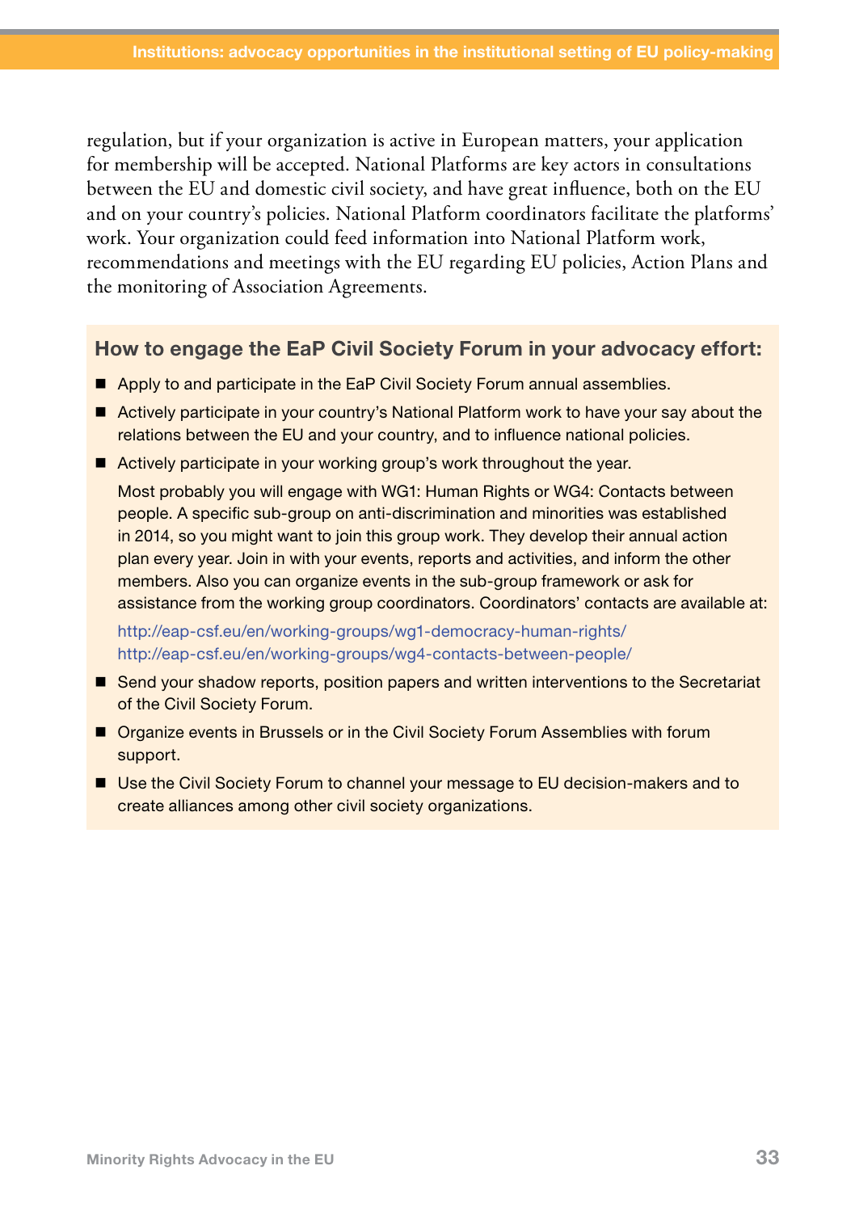regulation, but if your organization is active in European matters, your application for membership will be accepted. National Platforms are key actors in consultations between the EU and domestic civil society, and have great influence, both on the EU and on your country's policies. National Platform coordinators facilitate the platforms' work. Your organization could feed information into National Platform work, recommendations and meetings with the EU regarding EU policies, Action Plans and the monitoring of Association Agreements.

### How to engage the EaP Civil Society Forum in your advocacy effort:

- Apply to and participate in the EaP Civil Society Forum annual assemblies.
- Actively participate in your country's National Platform work to have your say about the relations between the EU and your country, and to influence national policies.
- Actively participate in your working group's work throughout the year.

  Most probably you will engage with WG1: Human Rights or WG4: Contacts between people. A specific sub-group on anti-discrimination and minorities was established in 2014, so you might want to join this group work. They develop their annual action plan every year. Join in with your events, reports and activities, and inform the other members. Also you can organize events in the sub-group framework or ask for assistance from the working group coordinators. Coordinators' contacts are available at:

  http://eap-csf.eu/en/working-groups/wg1-democracy-human-rights/
  http://eap-csf.eu/en/working-groups/wg4-contacts-between-people/
- Send your shadow reports, position papers and written interventions to the Secretariat of the Civil Society Forum.
- Organize events in Brussels or in the Civil Society Forum Assemblies with forum support.
- Use the Civil Society Forum to channel your message to EU decision-makers and to create alliances among other civil society organizations.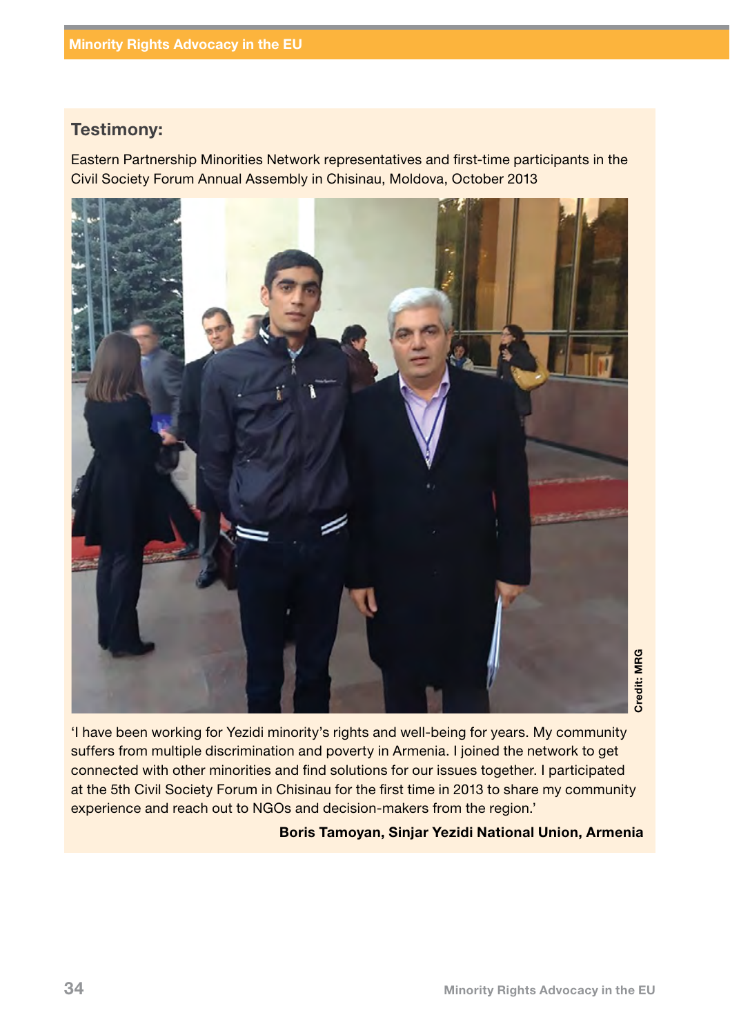## Testimony:

Eastern Partnership Minorities Network representatives and first-time participants in the Civil Society Forum Annual Assembly in Chisinau, Moldova, October 2013

Credit: MRG

'I have been working for Yezidi minority's rights and well-being for years. My community suffers from multiple discrimination and poverty in Armenia. I joined the network to get connected with other minorities and find solutions for our issues together. I participated at the 5th Civil Society Forum in Chisinau for the first time in 2013 to share my community experience and reach out to NGOs and decision-makers from the region.'

**Boris Tamoyan, Sinjar Yezidi National Union, Armenia**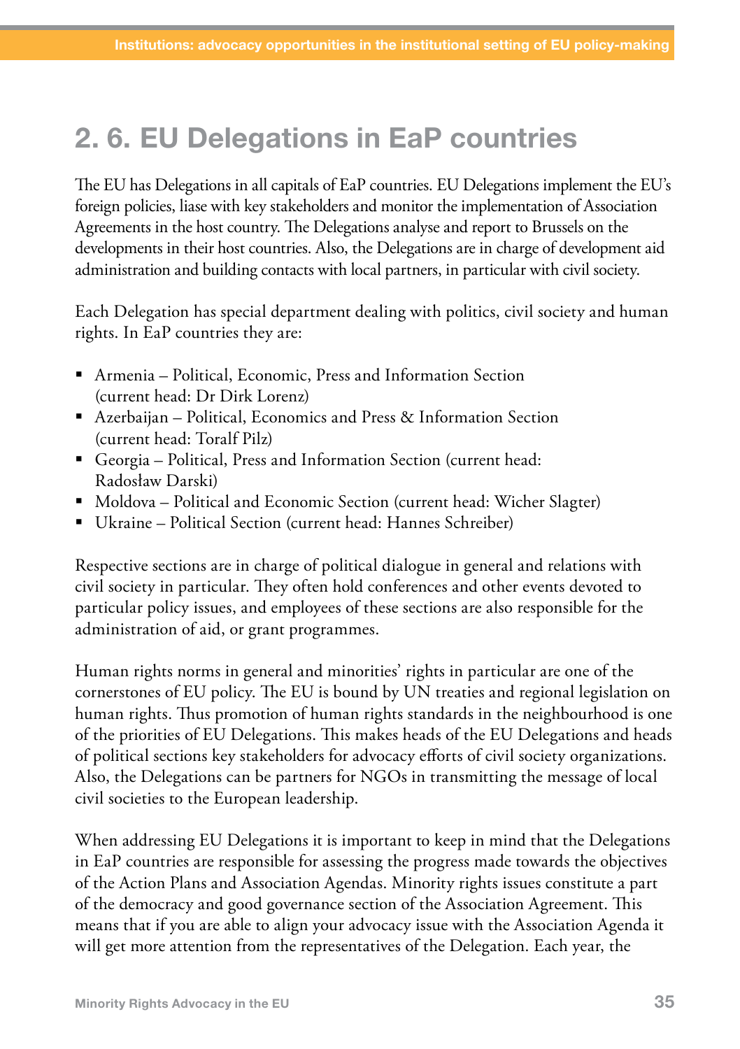## 2. 6. EU Delegations in EaP countries

The EU has Delegations in all capitals of EaP countries. EU Delegations implement the EU's foreign policies, liase with key stakeholders and monitor the implementation of Association Agreements in the host country. The Delegations analyse and report to Brussels on the developments in their host countries. Also, the Delegations are in charge of development aid administration and building contacts with local partners, in particular with civil society.

Each Delegation has special department dealing with politics, civil society and human rights. In EaP countries they are:

- Armenia – Political, Economic, Press and Information Section (current head: Dr Dirk Lorenz)
- Azerbaijan – Political, Economics and Press & Information Section (current head: Toralf Pilz)
- Georgia – Political, Press and Information Section (current head: Radosław Darski)
- Moldova – Political and Economic Section (current head: Wicher Slagter)
- Ukraine – Political Section (current head: Hannes Schreiber)

Respective sections are in charge of political dialogue in general and relations with civil society in particular. They often hold conferences and other events devoted to particular policy issues, and employees of these sections are also responsible for the administration of aid, or grant programmes.

Human rights norms in general and minorities' rights in particular are one of the cornerstones of EU policy. The EU is bound by UN treaties and regional legislation on human rights. Thus promotion of human rights standards in the neighbourhood is one of the priorities of EU Delegations. This makes heads of the EU Delegations and heads of political sections key stakeholders for advocacy efforts of civil society organizations. Also, the Delegations can be partners for NGOs in transmitting the message of local civil societies to the European leadership.

When addressing EU Delegations it is important to keep in mind that the Delegations in EaP countries are responsible for assessing the progress made towards the objectives of the Action Plans and Association Agendas. Minority rights issues constitute a part of the democracy and good governance section of the Association Agreement. This means that if you are able to align your advocacy issue with the Association Agenda it will get more attention from the representatives of the Delegation. Each year, the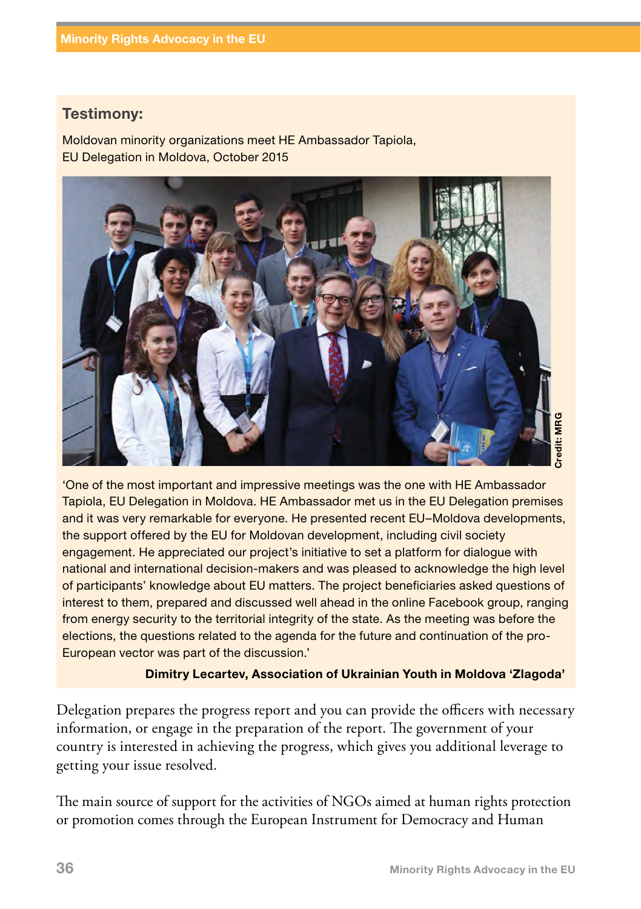## Testimony:

Moldovan minority organizations meet HE Ambassador Tapiola, EU Delegation in Moldova, October 2015

Credit: MRG

'One of the most important and impressive meetings was the one with HE Ambassador Tapiola, EU Delegation in Moldova. HE Ambassador met us in the EU Delegation premises and it was very remarkable for everyone. He presented recent EU–Moldova developments, the support offered by the EU for Moldovan development, including civil society engagement. He appreciated our project's initiative to set a platform for dialogue with national and international decision-makers and was pleased to acknowledge the high level of participants' knowledge about EU matters. The project beneficiaries asked questions of interest to them, prepared and discussed well ahead in the online Facebook group, ranging from energy security to the territorial integrity of the state. As the meeting was before the elections, the questions related to the agenda for the future and continuation of the pro-European vector was part of the discussion.'

**Dimitry Lecartev, Association of Ukrainian Youth in Moldova 'Zlagoda'**

Delegation prepares the progress report and you can provide the officers with necessary information, or engage in the preparation of the report. The government of your country is interested in achieving the progress, which gives you additional leverage to getting your issue resolved.

The main source of support for the activities of NGOs aimed at human rights protection or promotion comes through the European Instrument for Democracy and Human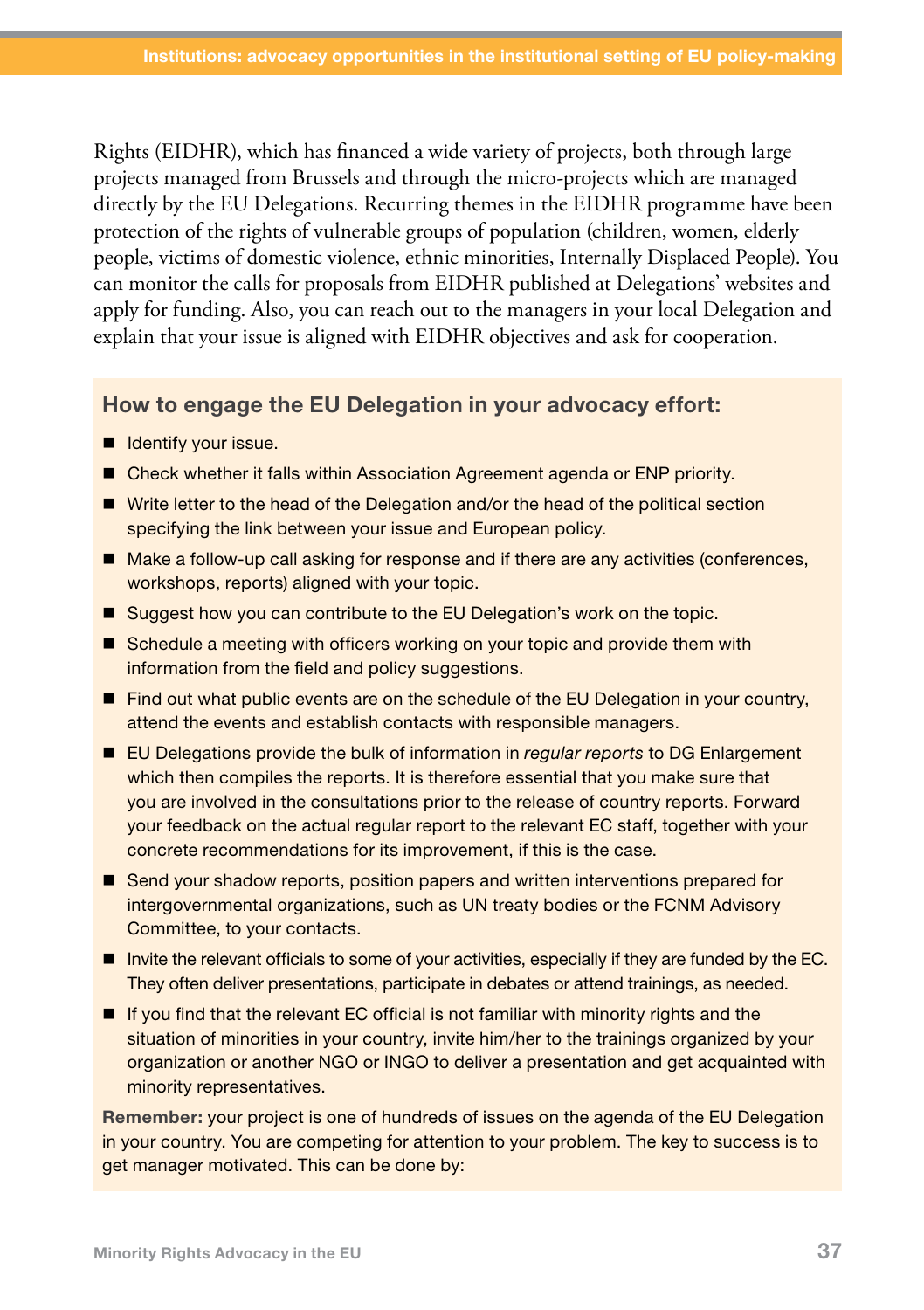Rights (EIDHR), which has financed a wide variety of projects, both through large projects managed from Brussels and through the micro-projects which are managed directly by the EU Delegations. Recurring themes in the EIDHR programme have been protection of the rights of vulnerable groups of population (children, women, elderly people, victims of domestic violence, ethnic minorities, Internally Displaced People). You can monitor the calls for proposals from EIDHR published at Delegations' websites and apply for funding. Also, you can reach out to the managers in your local Delegation and explain that your issue is aligned with EIDHR objectives and ask for cooperation.

### How to engage the EU Delegation in your advocacy effort:

- Identify your issue.
- Check whether it falls within Association Agreement agenda or ENP priority.
- Write letter to the head of the Delegation and/or the head of the political section specifying the link between your issue and European policy.
- Make a follow-up call asking for response and if there are any activities (conferences, workshops, reports) aligned with your topic.
- Suggest how you can contribute to the EU Delegation's work on the topic.
- Schedule a meeting with officers working on your topic and provide them with information from the field and policy suggestions.
- Find out what public events are on the schedule of the EU Delegation in your country, attend the events and establish contacts with responsible managers.
- EU Delegations provide the bulk of information in *regular reports* to DG Enlargement which then compiles the reports. It is therefore essential that you make sure that you are involved in the consultations prior to the release of country reports. Forward your feedback on the actual regular report to the relevant EC staff, together with your concrete recommendations for its improvement, if this is the case.
- Send your shadow reports, position papers and written interventions prepared for intergovernmental organizations, such as UN treaty bodies or the FCNM Advisory Committee, to your contacts.
- Invite the relevant officials to some of your activities, especially if they are funded by the EC. They often deliver presentations, participate in debates or attend trainings, as needed.
- If you find that the relevant EC official is not familiar with minority rights and the situation of minorities in your country, invite him/her to the trainings organized by your organization or another NGO or INGO to deliver a presentation and get acquainted with minority representatives.

**Remember:** your project is one of hundreds of issues on the agenda of the EU Delegation in your country. You are competing for attention to your problem. The key to success is to get manager motivated. This can be done by: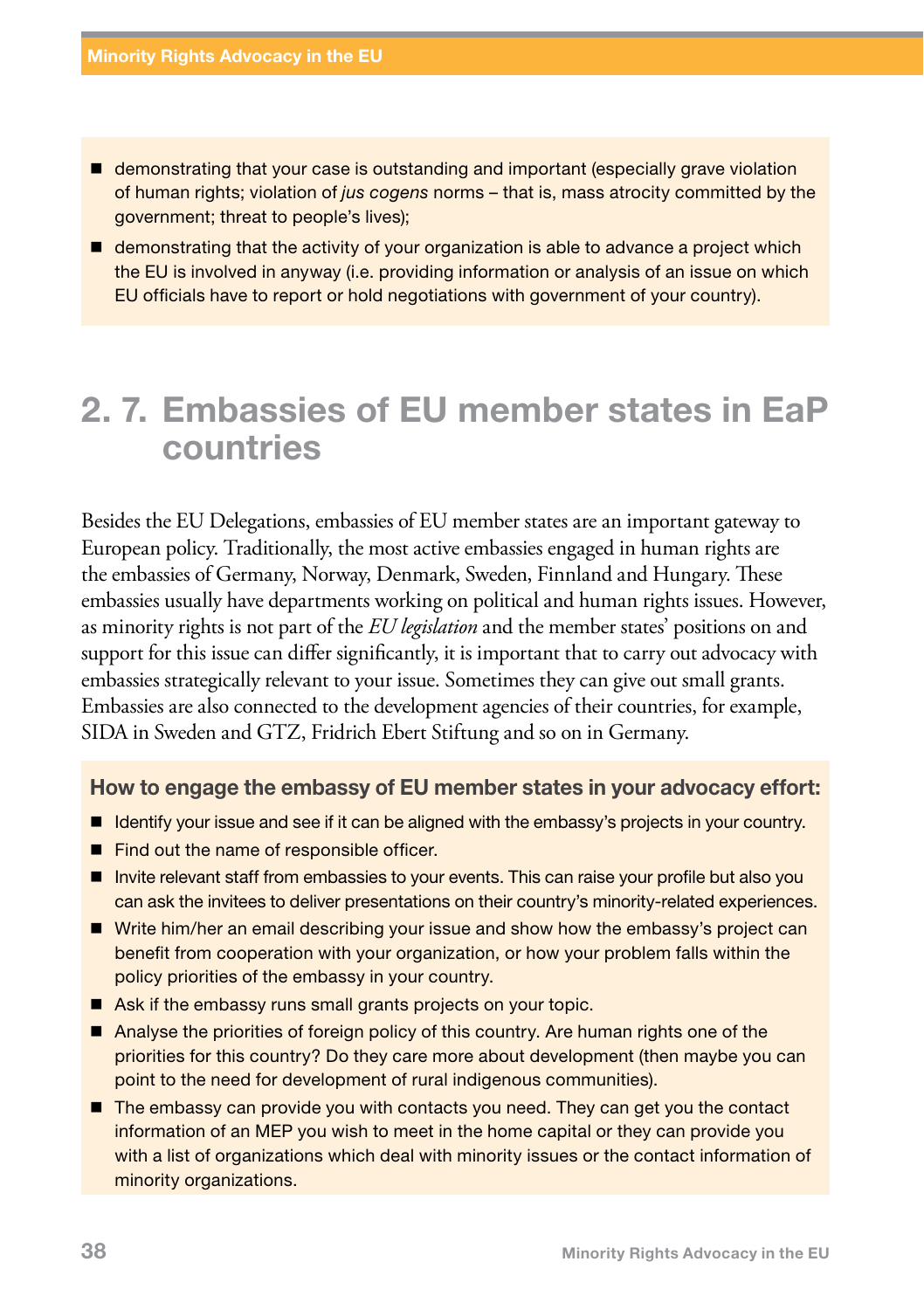- demonstrating that your case is outstanding and important (especially grave violation of human rights; violation of *jus cogens* norms – that is, mass atrocity committed by the government; threat to people's lives);
- demonstrating that the activity of your organization is able to advance a project which the EU is involved in anyway (i.e. providing information or analysis of an issue on which EU officials have to report or hold negotiations with government of your country).

## 2. 7. Embassies of EU member states in EaP countries

Besides the EU Delegations, embassies of EU member states are an important gateway to European policy. Traditionally, the most active embassies engaged in human rights are the embassies of Germany, Norway, Denmark, Sweden, Finnland and Hungary. These embassies usually have departments working on political and human rights issues. However, as minority rights is not part of the *EU legislation* and the member states' positions on and support for this issue can differ significantly, it is important that to carry out advocacy with embassies strategically relevant to your issue. Sometimes they can give out small grants. Embassies are also connected to the development agencies of their countries, for example, SIDA in Sweden and GTZ, Fridrich Ebert Stiftung and so on in Germany.

**How to engage the embassy of EU member states in your advocacy effort:**

- Identify your issue and see if it can be aligned with the embassy's projects in your country.
- Find out the name of responsible officer.
- Invite relevant staff from embassies to your events. This can raise your profile but also you can ask the invitees to deliver presentations on their country's minority-related experiences.
- Write him/her an email describing your issue and show how the embassy's project can benefit from cooperation with your organization, or how your problem falls within the policy priorities of the embassy in your country.
- Ask if the embassy runs small grants projects on your topic.
- Analyse the priorities of foreign policy of this country. Are human rights one of the priorities for this country? Do they care more about development (then maybe you can point to the need for development of rural indigenous communities).
- The embassy can provide you with contacts you need. They can get you the contact information of an MEP you wish to meet in the home capital or they can provide you with a list of organizations which deal with minority issues or the contact information of minority organizations.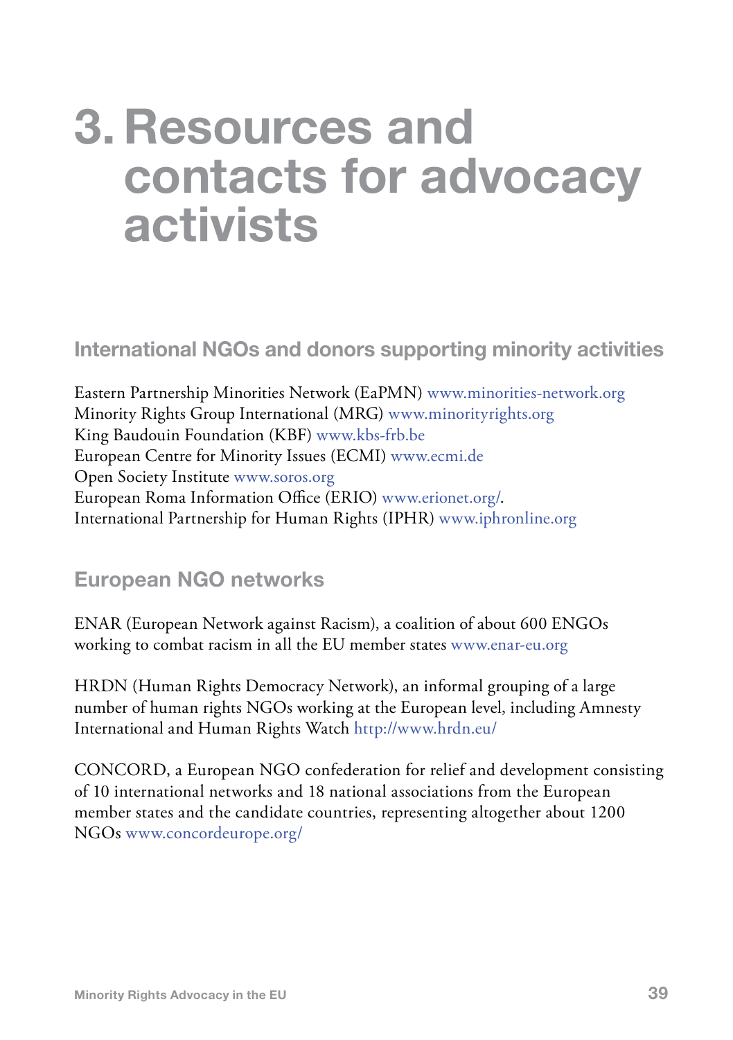# 3. Resources and contacts for advocacy activists

## International NGOs and donors supporting minority activities

Eastern Partnership Minorities Network (EaPMN) www.minorities-network.org
Minority Rights Group International (MRG) www.minorityrights.org
King Baudouin Foundation (KBF) www.kbs-frb.be
European Centre for Minority Issues (ECMI) www.ecmi.de
Open Society Institute www.soros.org
European Roma Information Office (ERIO) www.erionet.org/.
International Partnership for Human Rights (IPHR) www.iphronline.org

## European NGO networks

ENAR (European Network against Racism), a coalition of about 600 ENGOs working to combat racism in all the EU member states www.enar-eu.org

HRDN (Human Rights Democracy Network), an informal grouping of a large number of human rights NGOs working at the European level, including Amnesty International and Human Rights Watch http://www.hrdn.eu/

CONCORD, a European NGO confederation for relief and development consisting of 10 international networks and 18 national associations from the European member states and the candidate countries, representing altogether about 1200 NGOs www.concordeurope.org/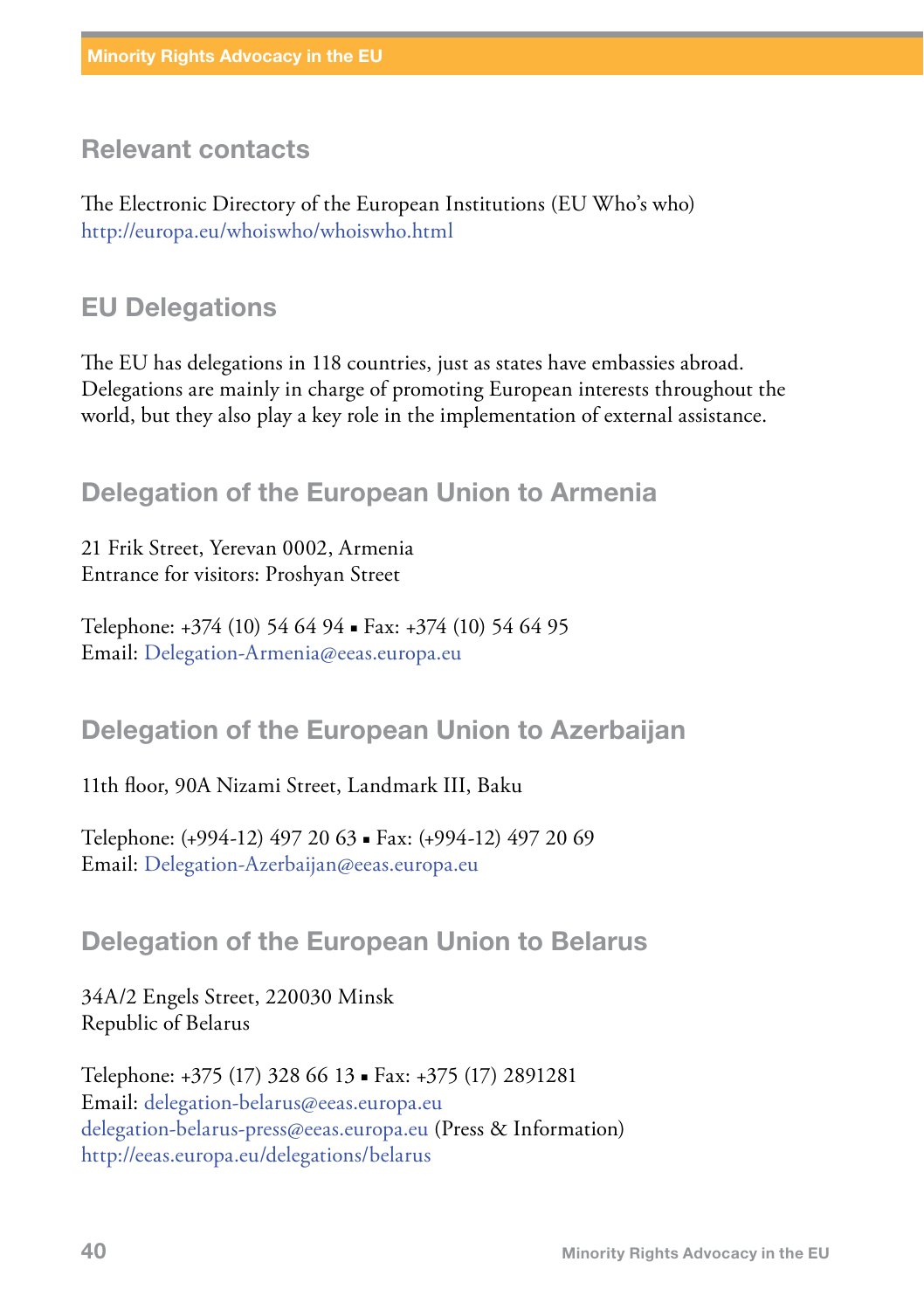## Relevant contacts

The Electronic Directory of the European Institutions (EU Who's who)
http://europa.eu/whoiswho/whoiswho.html

## EU Delegations

The EU has delegations in 118 countries, just as states have embassies abroad. Delegations are mainly in charge of promoting European interests throughout the world, but they also play a key role in the implementation of external assistance.

### Delegation of the European Union to Armenia

21 Frik Street, Yerevan 0002, Armenia
Entrance for visitors: Proshyan Street

Telephone: +374 (10) 54 64 94 ▪ Fax: +374 (10) 54 64 95
Email: Delegation-Armenia@eeas.europa.eu

### Delegation of the European Union to Azerbaijan

11th floor, 90A Nizami Street, Landmark III, Baku

Telephone: (+994-12) 497 20 63 ▪ Fax: (+994-12) 497 20 69
Email: Delegation-Azerbaijan@eeas.europa.eu

### Delegation of the European Union to Belarus

34A/2 Engels Street, 220030 Minsk
Republic of Belarus

Telephone: +375 (17) 328 66 13 ▪ Fax: +375 (17) 2891281
Email: delegation-belarus@eeas.europa.eu
delegation-belarus-press@eeas.europa.eu (Press & Information)
http://eeas.europa.eu/delegations/belarus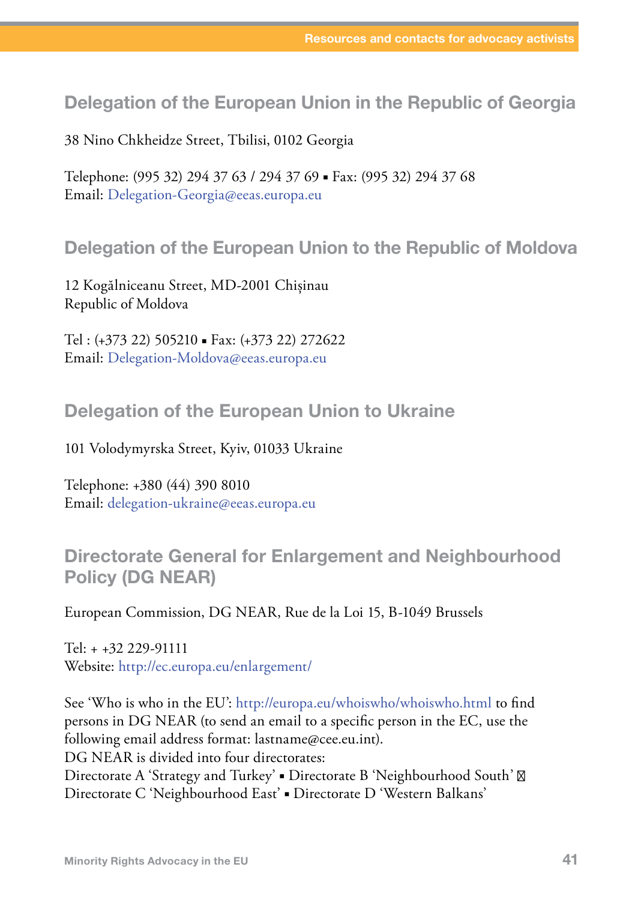## Delegation of the European Union in the Republic of Georgia

38 Nino Chkheidze Street, Tbilisi, 0102 Georgia

Telephone: (995 32) 294 37 63 / 294 37 69 ▪ Fax: (995 32) 294 37 68
Email: Delegation-Georgia@eeas.europa.eu

## Delegation of the European Union to the Republic of Moldova

12 Kogălniceanu Street, MD-2001 Chișinau
Republic of Moldova

Tel : (+373 22) 505210 ▪ Fax: (+373 22) 272622
Email: Delegation-Moldova@eeas.europa.eu

## Delegation of the European Union to Ukraine

101 Volodymyrska Street, Kyiv, 01033 Ukraine

Telephone: +380 (44) 390 8010
Email: delegation-ukraine@eeas.europa.eu

## Directorate General for Enlargement and Neighbourhood Policy (DG NEAR)

European Commission, DG NEAR, Rue de la Loi 15, B-1049 Brussels

Tel: + +32 229-91111
Website: http://ec.europa.eu/enlargement/

See 'Who is who in the EU': http://europa.eu/whoiswho/whoiswho.html to find persons in DG NEAR (to send an email to a specific person in the EC, use the following email address format: lastname@cee.eu.int).
DG NEAR is divided into four directorates:
Directorate A 'Strategy and Turkey' ▪ Directorate B 'Neighbourhood South' ▪
Directorate C 'Neighbourhood East' ▪ Directorate D 'Western Balkans'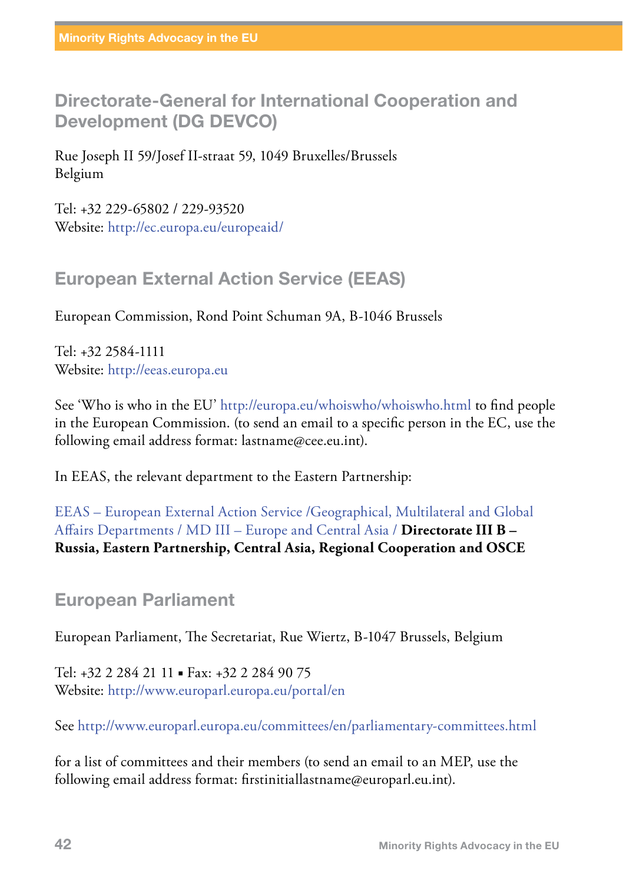## Directorate-General for International Cooperation and Development (DG DEVCO)

Rue Joseph II 59/Josef II-straat 59, 1049 Bruxelles/Brussels
Belgium

Tel: +32 229-65802 / 229-93520
Website: http://ec.europa.eu/europeaid/

## European External Action Service (EEAS)

European Commission, Rond Point Schuman 9A, B-1046 Brussels

Tel: +32 2584-1111
Website: http://eeas.europa.eu

See 'Who is who in the EU' http://europa.eu/whoiswho/whoiswho.html to find people in the European Commission. (to send an email to a specific person in the EC, use the following email address format: lastname@cee.eu.int).

In EEAS, the relevant department to the Eastern Partnership:

EEAS – European External Action Service /Geographical, Multilateral and Global Affairs Departments / MD III – Europe and Central Asia / **Directorate III B – Russia, Eastern Partnership, Central Asia, Regional Cooperation and OSCE**

## European Parliament

European Parliament, The Secretariat, Rue Wiertz, B-1047 Brussels, Belgium

Tel: +32 2 284 21 11 ▪ Fax: +32 2 284 90 75
Website: http://www.europarl.europa.eu/portal/en

See http://www.europarl.europa.eu/committees/en/parliamentary-committees.html

for a list of committees and their members (to send an email to an MEP, use the following email address format: firstinitiallastname@europarl.eu.int).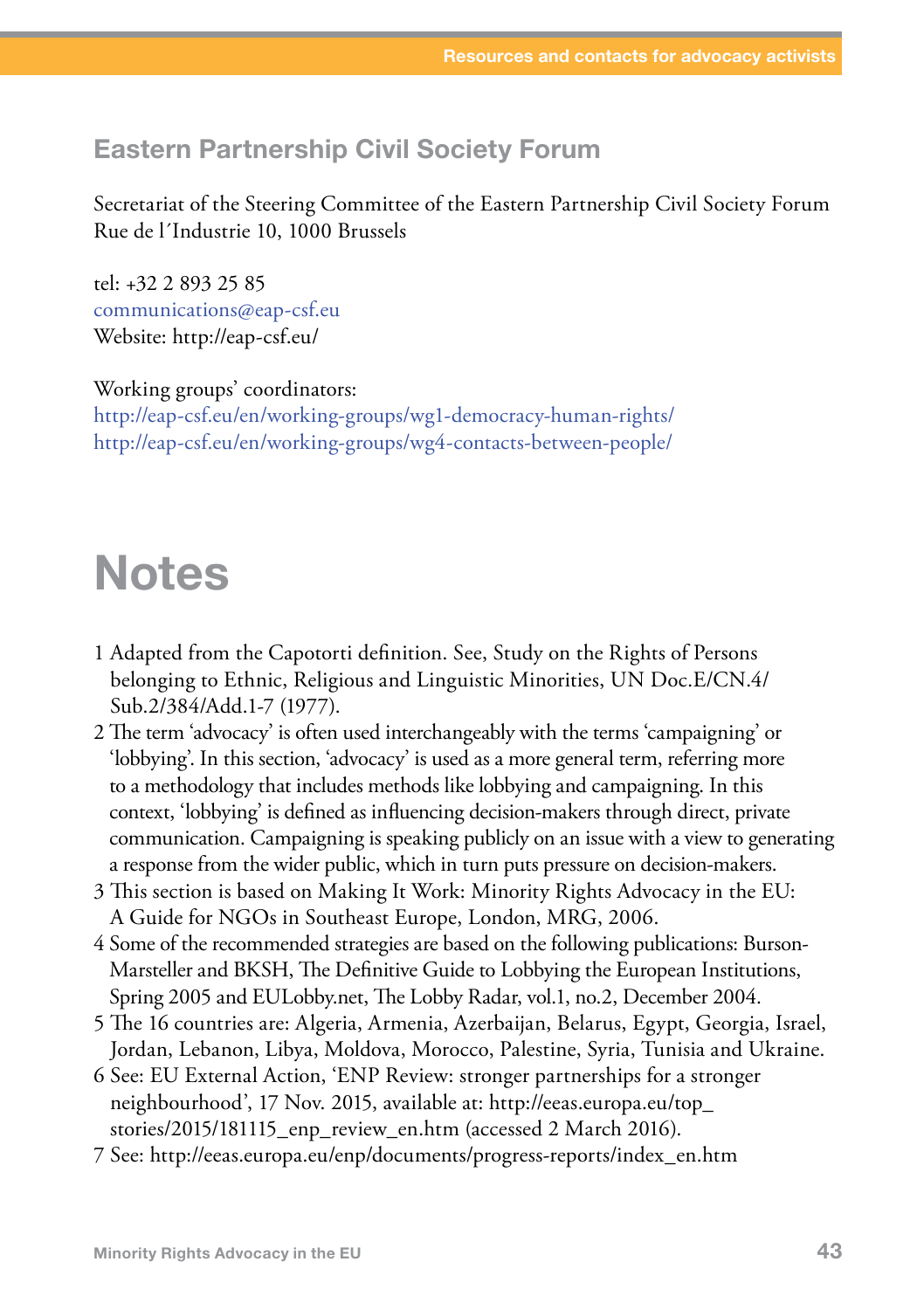## Eastern Partnership Civil Society Forum

Secretariat of the Steering Committee of the Eastern Partnership Civil Society Forum
Rue de l´Industrie 10, 1000 Brussels

tel: +32 2 893 25 85
communications@eap-csf.eu
Website: http://eap-csf.eu/

Working groups' coordinators:
http://eap-csf.eu/en/working-groups/wg1-democracy-human-rights/
http://eap-csf.eu/en/working-groups/wg4-contacts-between-people/

# Notes

1 Adapted from the Capotorti definition. See, Study on the Rights of Persons belonging to Ethnic, Religious and Linguistic Minorities, UN Doc.E/CN.4/Sub.2/384/Add.1-7 (1977).

2 The term 'advocacy' is often used interchangeably with the terms 'campaigning' or 'lobbying'. In this section, 'advocacy' is used as a more general term, referring more to a methodology that includes methods like lobbying and campaigning. In this context, 'lobbying' is defined as influencing decision-makers through direct, private communication. Campaigning is speaking publicly on an issue with a view to generating a response from the wider public, which in turn puts pressure on decision-makers.

3 This section is based on Making It Work: Minority Rights Advocacy in the EU: A Guide for NGOs in Southeast Europe, London, MRG, 2006.

4 Some of the recommended strategies are based on the following publications: Burson-Marsteller and BKSH, The Definitive Guide to Lobbying the European Institutions, Spring 2005 and EULobby.net, The Lobby Radar, vol.1, no.2, December 2004.

5 The 16 countries are: Algeria, Armenia, Azerbaijan, Belarus, Egypt, Georgia, Israel, Jordan, Lebanon, Libya, Moldova, Morocco, Palestine, Syria, Tunisia and Ukraine.

6 See: EU External Action, 'ENP Review: stronger partnerships for a stronger neighbourhood', 17 Nov. 2015, available at: http://eeas.europa.eu/top_stories/2015/181115_enp_review_en.htm (accessed 2 March 2016).

7 See: http://eeas.europa.eu/enp/documents/progress-reports/index_en.htm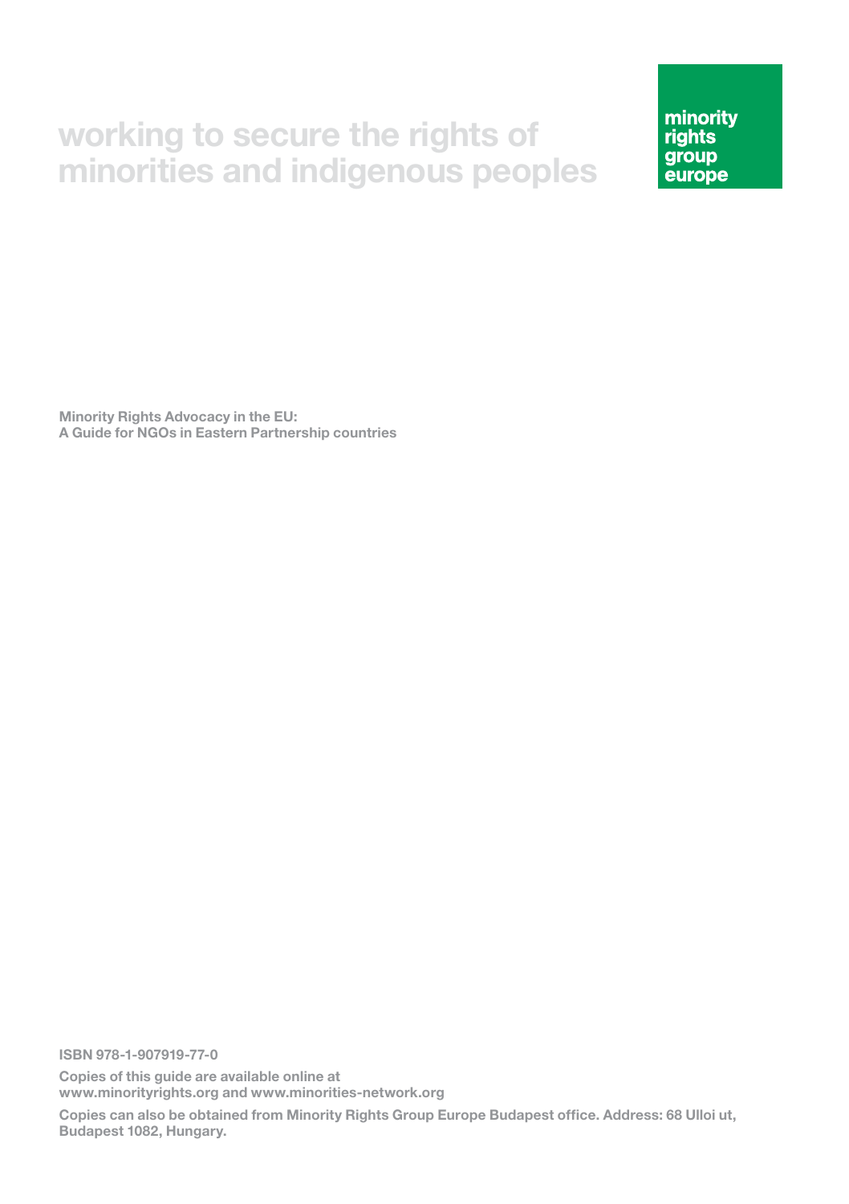# working to secure the rights of minorities and indigenous peoples

minority rights group europe

**Minority Rights Advocacy in the EU: A Guide for NGOs in Eastern Partnership countries**

ISBN 978-1-907919-77-0

Copies of this guide are available online at www.minorityrights.org and www.minorities-network.org

Copies can also be obtained from Minority Rights Group Europe Budapest office. Address: 68 Ulloi ut, Budapest 1082, Hungary.